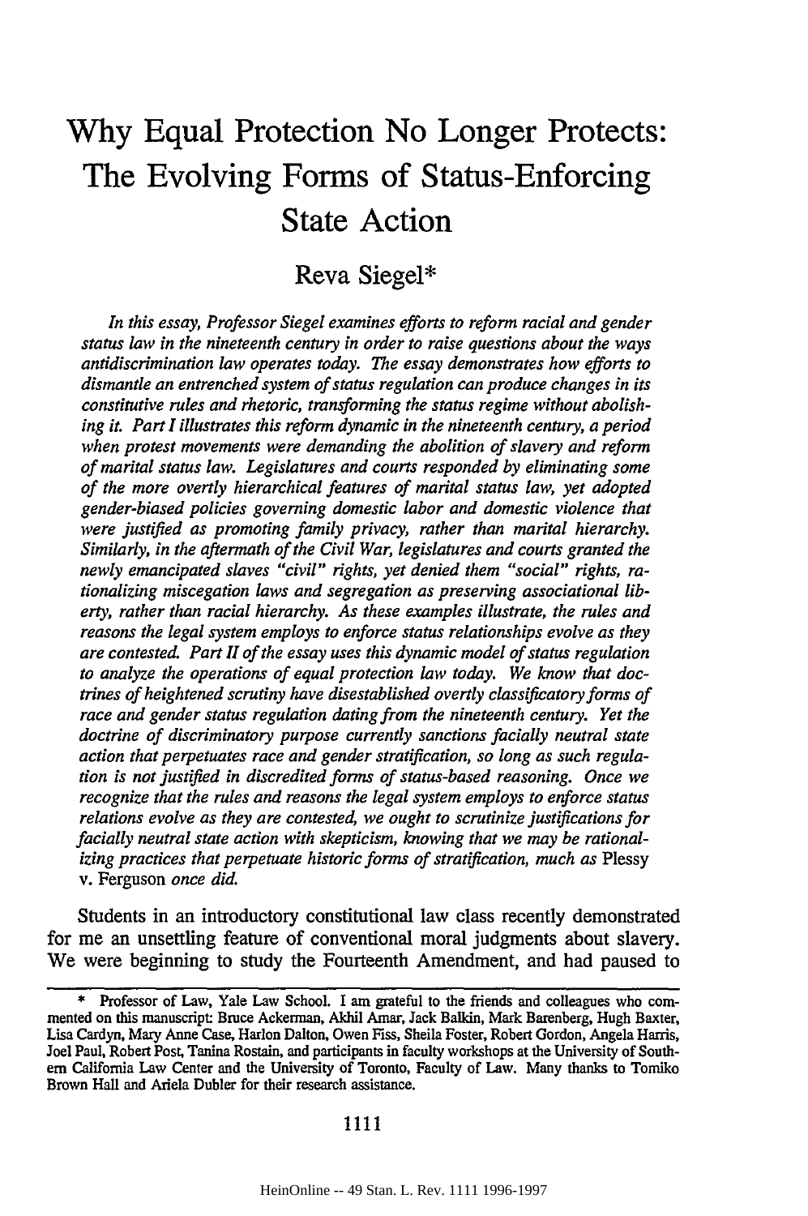# Why Equal Protection No Longer Protects: The Evolving Forms of Status-Enforcing State Action

## Reva Siegel*

*In this essay, Professor Siegel examines efforts to reform racial and gender status law in the nineteenth century in order to raise questions about the ways antidiscrimination law operates today. The essay demonstrates how efforts to dismantle an entrenched system of status regulation can produce changes in its constitutive rules and rhetoric, transforming the status regime without abolishing it. Part I illustrates this reform dynamic in the nineteenth century, a period when protest movements were demanding the abolition of slavery and reform of marital status law. Legislatures and courts responded by eliminating some of the more overtly hierarchical features of marital status law, yet adopted gender-biased policies governing domestic labor and domestic violence that were justified as promoting family privacy, rather than marital hierarchy. Similarly, in the aftermath of the Civil War, legislatures and courts granted the newly emancipated slaves "civil" rights, yet denied them "social" rights, rationalizing miscegation laws and segregation as preserving associational liberty, rather than racial hierarchy. As these examples illustrate, the rules and reasons the legal system employs to enforce status relationships evolve as they are contested. Part II of the essay uses this dynamic model of status regulation to analyze the operations of equal protection law today. We know that doctrines of heightened scrutiny have disestablished overtly classificatory forms of race and gender status regulation dating from the nineteenth century. Yet the doctrine of discriminatory purpose currently sanctions facially neutral state action that perpetuates race and gender stratification, so long as such regulation is not justified in discredited forms of status-based reasoning. Once we recognize that the rules and reasons the legal system employs to enforce status relations evolve as they are contested, we ought to scrutinize justifications for facially neutral state action with skepticism, knowing that we may be rationalizing practices that perpetuate historic forms of stratification, much as* Plessy v. Ferguson *once did.*

Students in an introductory constitutional law class recently demonstrated for me an unsettling feature of conventional moral judgments about slavery. We were beginning to study the Fourteenth Amendment, and had paused to

---

\* Professor of Law, Yale Law School. I am grateful to the friends and colleagues who commented on this manuscript: Bruce Ackerman, Akhil Amar, Jack Balkin, Mark Barenberg, Hugh Baxter, Lisa Cardyn, Mary Anne Case, Harlon Dalton, Owen Fiss, Sheila Foster, Robert Gordon, Angela Harris, Joel Paul, Robert Post, Tanina Rostain, and participants in faculty workshops at the University of Southern California Law Center and the University of Toronto, Faculty of Law. Many thanks to Tomiko Brown Hall and Ariela Dubler for their research assistance.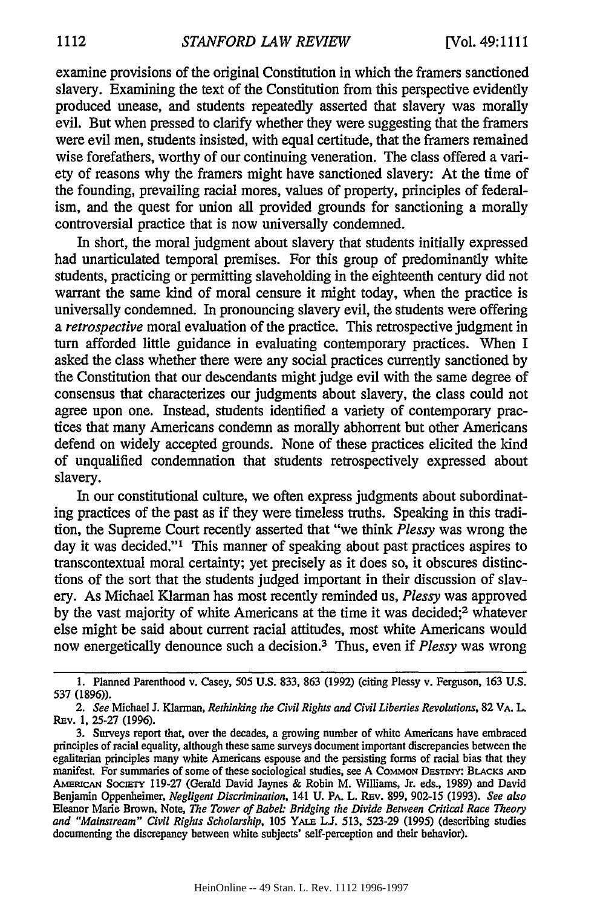examine provisions of the original Constitution in which the framers sanctioned slavery. Examining the text of the Constitution from this perspective evidently produced unease, and students repeatedly asserted that slavery was morally evil. But when pressed to clarify whether they were suggesting that the framers were evil men, students insisted, with equal certitude, that the framers remained wise forefathers, worthy of our continuing veneration. The class offered a variety of reasons why the framers might have sanctioned slavery: At the time of the founding, prevailing racial mores, values of property, principles of federalism, and the quest for union all provided grounds for sanctioning a morally controversial practice that is now universally condemned.

In short, the moral judgment about slavery that students initially expressed had unarticulated temporal premises. For this group of predominantly white students, practicing or permitting slaveholding in the eighteenth century did not warrant the same kind of moral censure it might today, when the practice is universally condemned. In pronouncing slavery evil, the students were offering a *retrospective* moral evaluation of the practice. This retrospective judgment in turn afforded little guidance in evaluating contemporary practices. When I asked the class whether there were any social practices currently sanctioned by the Constitution that our descendants might judge evil with the same degree of consensus that characterizes our judgments about slavery, the class could not agree upon one. Instead, students identified a variety of contemporary practices that many Americans condemn as morally abhorrent but other Americans defend on widely accepted grounds. None of these practices elicited the kind of unqualified condemnation that students retrospectively expressed about slavery.

In our constitutional culture, we often express judgments about subordinating practices of the past as if they were timeless truths. Speaking in this tradition, the Supreme Court recently asserted that "we think *Plessy* was wrong the day it was decided."[1] This manner of speaking about past practices aspires to transcontextual moral certainty; yet precisely as it does so, it obscures distinctions of the sort that the students judged important in their discussion of slavery. As Michael Klarman has most recently reminded us, *Plessy* was approved by the vast majority of white Americans at the time it was decided;[2] whatever else might be said about current racial attitudes, most white Americans would now energetically denounce such a decision.[3] Thus, even if *Plessy* was wrong

---

1. Planned Parenthood v. Casey, 505 U.S. 833, 863 (1992) (citing Plessy v. Ferguson, 163 U.S. 537 (1896)).

2. *See* Michael J. Klarman, *Rethinking the Civil Rights and Civil Liberties Revolutions*, 82 VA. L. REV. 1, 25-27 (1996).

3. Surveys report that, over the decades, a growing number of white Americans have embraced principles of racial equality, although these same surveys document important discrepancies between the egalitarian principles many white Americans espouse and the persisting forms of racial bias that they manifest. For summaries of some of these sociological studies, see A COMMON DESTINY: BLACKS AND AMERICAN SOCIETY 119-27 (Gerald David Jaynes & Robin M. Williams, Jr. eds., 1989) and David Benjamin Oppenheimer, *Negligent Discrimination*, 141 U. PA. L. REV. 899, 902-15 (1993). *See also* Eleanor Marie Brown, Note, *The Tower of Babel: Bridging the Divide Between Critical Race Theory and "Mainstream" Civil Rights Scholarship*, 105 YALE L.J. 513, 523-29 (1995) (describing studies documenting the discrepancy between white subjects' self-perception and their behavior).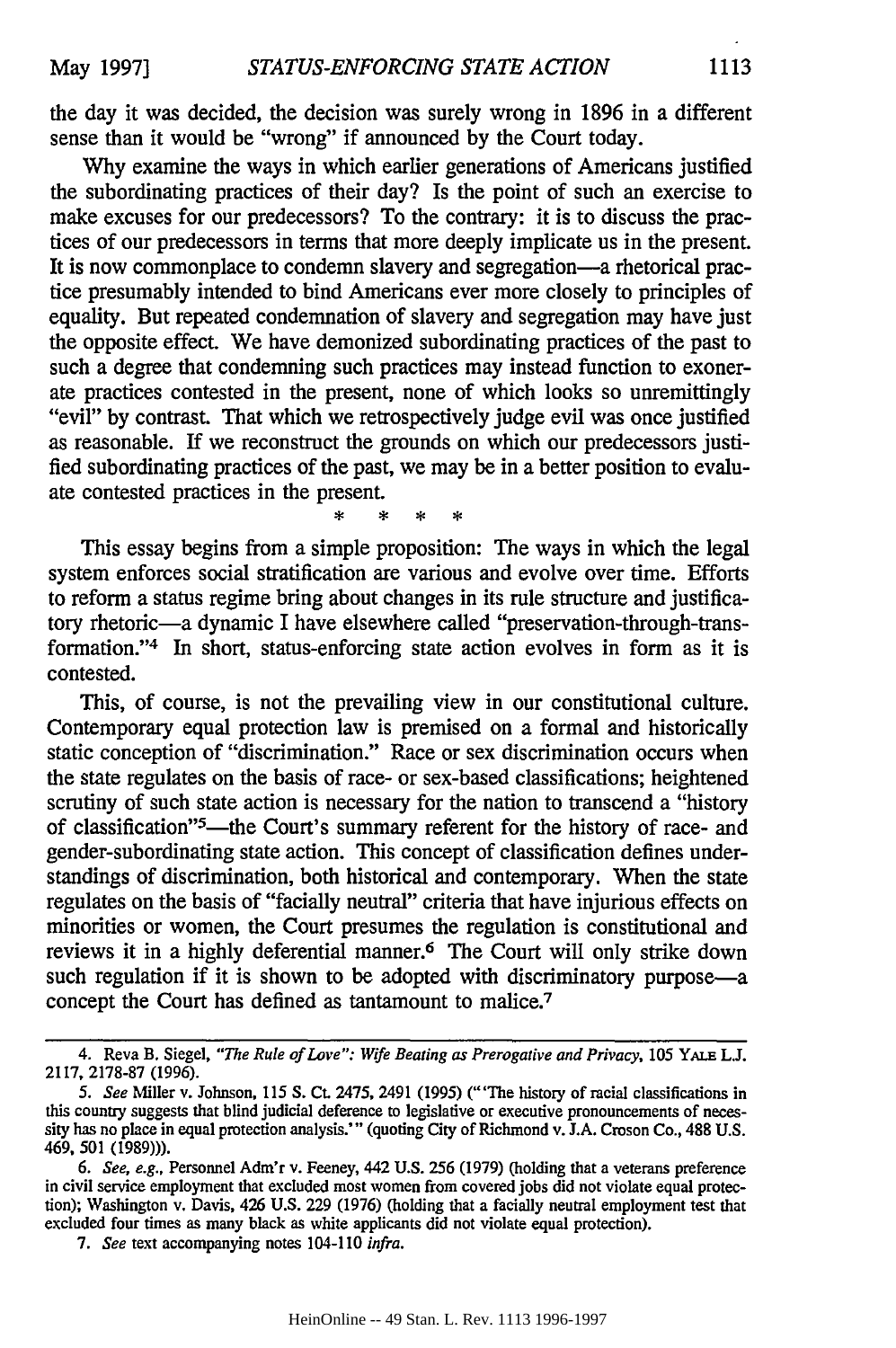the day it was decided, the decision was surely wrong in 1896 in a different sense than it would be "wrong" if announced by the Court today.

Why examine the ways in which earlier generations of Americans justified the subordinating practices of their day? Is the point of such an exercise to make excuses for our predecessors? To the contrary: it is to discuss the practices of our predecessors in terms that more deeply implicate us in the present. It is now commonplace to condemn slavery and segregation—a rhetorical practice presumably intended to bind Americans ever more closely to principles of equality. But repeated condemnation of slavery and segregation may have just the opposite effect. We have demonized subordinating practices of the past to such a degree that condemning such practices may instead function to exonerate practices contested in the present, none of which looks so unremittingly "evil" by contrast. That which we retrospectively judge evil was once justified as reasonable. If we reconstruct the grounds on which our predecessors justified subordinating practices of the past, we may be in a better position to evaluate contested practices in the present.

\* \* \* \*

This essay begins from a simple proposition: The ways in which the legal system enforces social stratification are various and evolve over time. Efforts to reform a status regime bring about changes in its rule structure and justificatory rhetoric—a dynamic I have elsewhere called "preservation-through-transformation."[4] In short, status-enforcing state action evolves in form as it is contested.

This, of course, is not the prevailing view in our constitutional culture. Contemporary equal protection law is premised on a formal and historically static conception of "discrimination." Race or sex discrimination occurs when the state regulates on the basis of race- or sex-based classifications; heightened scrutiny of such state action is necessary for the nation to transcend a "history of classification"[5]—the Court's summary referent for the history of race- and gender-subordinating state action. This concept of classification defines understandings of discrimination, both historical and contemporary. When the state regulates on the basis of "facially neutral" criteria that have injurious effects on minorities or women, the Court presumes the regulation is constitutional and reviews it in a highly deferential manner.[6] The Court will only strike down such regulation if it is shown to be adopted with discriminatory purpose—a concept the Court has defined as tantamount to malice.[7]

---

4. Reva B. Siegel, *"The Rule of Love": Wife Beating as Prerogative and Privacy*, 105 YALE L.J. 2117, 2178-87 (1996).

5. *See* Miller v. Johnson, 115 S. Ct. 2475, 2491 (1995) ("'The history of racial classifications in this country suggests that blind judicial deference to legislative or executive pronouncements of necessity has no place in equal protection analysis.'" (quoting City of Richmond v. J.A. Croson Co., 488 U.S. 469, 501 (1989))).

6. *See, e.g.*, Personnel Adm'r v. Feeney, 442 U.S. 256 (1979) (holding that a veterans preference in civil service employment that excluded most women from covered jobs did not violate equal protection); Washington v. Davis, 426 U.S. 229 (1976) (holding that a facially neutral employment test that excluded four times as many black as white applicants did not violate equal protection).

7. *See* text accompanying notes 104-110 *infra*.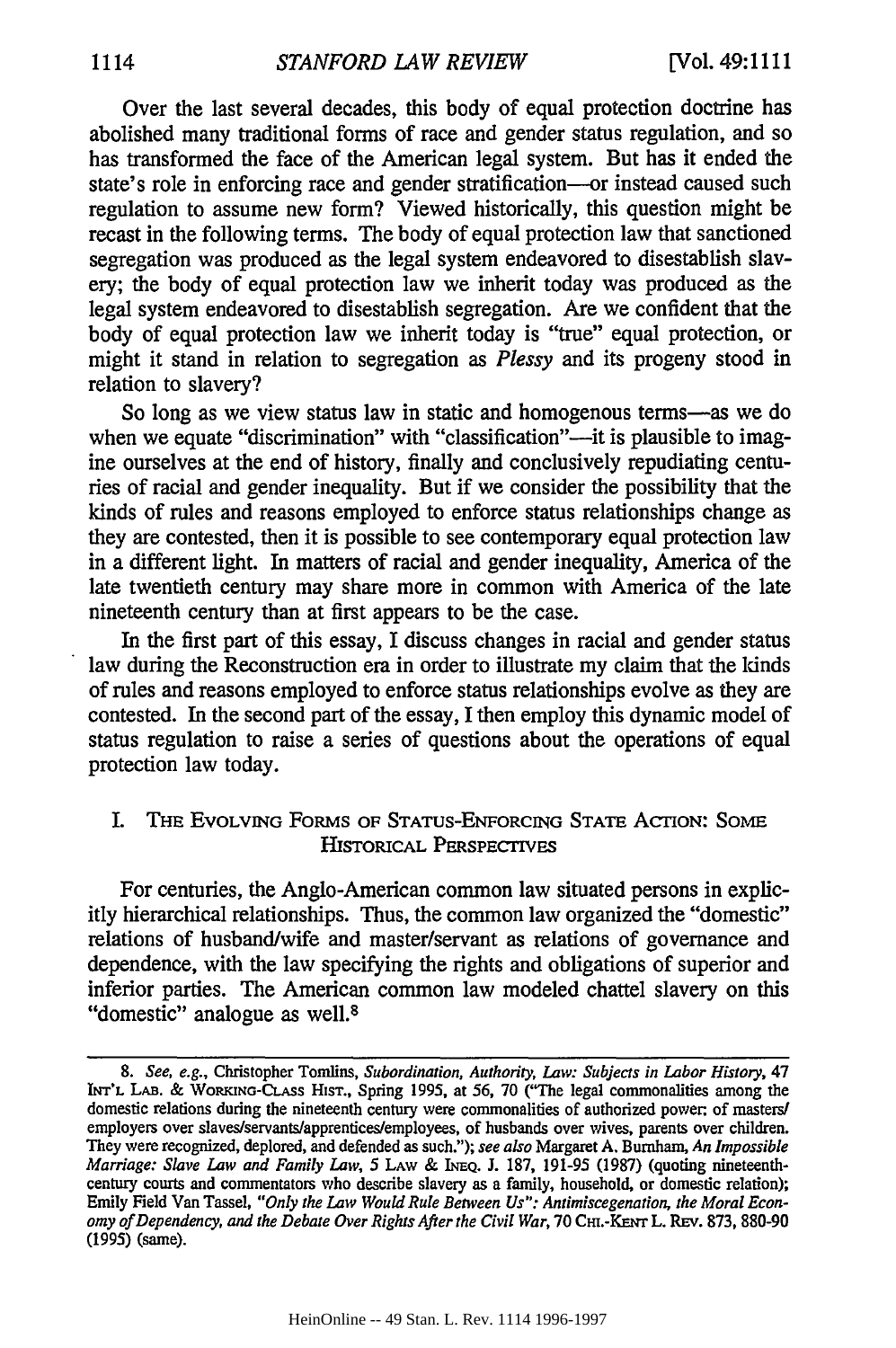Over the last several decades, this body of equal protection doctrine has abolished many traditional forms of race and gender status regulation, and so has transformed the face of the American legal system. But has it ended the state's role in enforcing race and gender stratification—or instead caused such regulation to assume new form? Viewed historically, this question might be recast in the following terms. The body of equal protection law that sanctioned segregation was produced as the legal system endeavored to disestablish slavery; the body of equal protection law we inherit today was produced as the legal system endeavored to disestablish segregation. Are we confident that the body of equal protection law we inherit today is "true" equal protection, or might it stand in relation to segregation as *Plessy* and its progeny stood in relation to slavery?

So long as we view status law in static and homogenous terms—as we do when we equate "discrimination" with "classification"—it is plausible to imagine ourselves at the end of history, finally and conclusively repudiating centuries of racial and gender inequality. But if we consider the possibility that the kinds of rules and reasons employed to enforce status relationships change as they are contested, then it is possible to see contemporary equal protection law in a different light. In matters of racial and gender inequality, America of the late twentieth century may share more in common with America of the late nineteenth century than at first appears to be the case.

In the first part of this essay, I discuss changes in racial and gender status law during the Reconstruction era in order to illustrate my claim that the kinds of rules and reasons employed to enforce status relationships evolve as they are contested. In the second part of the essay, I then employ this dynamic model of status regulation to raise a series of questions about the operations of equal protection law today.

## I. The Evolving Forms of Status-Enforcing State Action: Some Historical Perspectives

For centuries, the Anglo-American common law situated persons in explicitly hierarchical relationships. Thus, the common law organized the "domestic" relations of husband/wife and master/servant as relations of governance and dependence, with the law specifying the rights and obligations of superior and inferior parties. The American common law modeled chattel slavery on this "domestic" analogue as well.[8]

---

8. *See, e.g.*, Christopher Tomlins, *Subordination, Authority, Law: Subjects in Labor History*, 47 Int'l Lab. & Working-Class Hist., Spring 1995, at 56, 70 ("The legal commonalities among the domestic relations during the nineteenth century were commonalities of authorized power: of masters/employers over slaves/servants/apprentices/employees, of husbands over wives, parents over children. They were recognized, deplored, and defended as such."); *see also* Margaret A. Burnham, *An Impossible Marriage: Slave Law and Family Law*, 5 Law & Ineq. J. 187, 191-95 (1987) (quoting nineteenth-century courts and commentators who describe slavery as a family, household, or domestic relation); Emily Field Van Tassel, *"Only the Law Would Rule Between Us": Antimiscegenation, the Moral Economy of Dependency, and the Debate Over Rights After the Civil War*, 70 Chi.-Kent L. Rev. 873, 880-90 (1995) (same).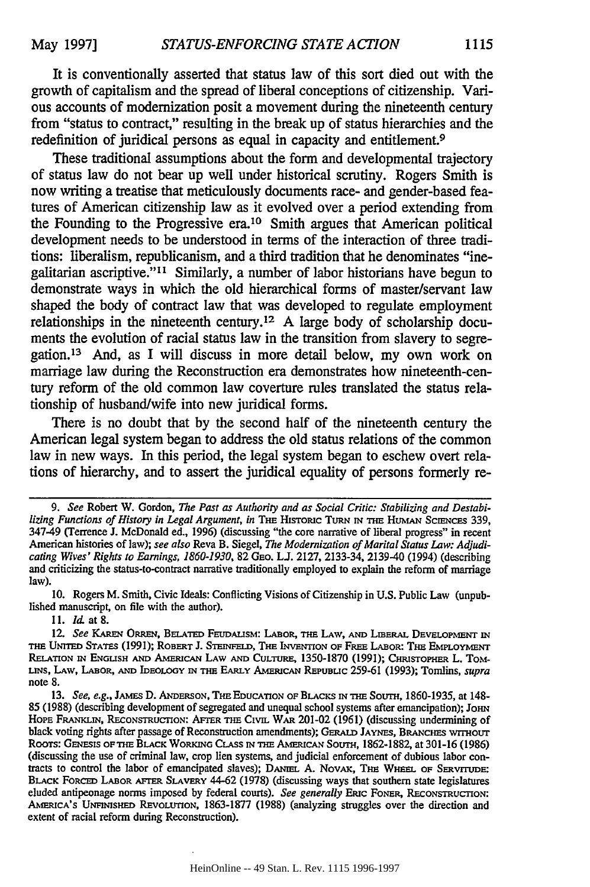It is conventionally asserted that status law of this sort died out with the growth of capitalism and the spread of liberal conceptions of citizenship. Various accounts of modernization posit a movement during the nineteenth century from "status to contract," resulting in the break up of status hierarchies and the redefinition of juridical persons as equal in capacity and entitlement.[9]

These traditional assumptions about the form and developmental trajectory of status law do not bear up well under historical scrutiny. Rogers Smith is now writing a treatise that meticulously documents race- and gender-based features of American citizenship law as it evolved over a period extending from the Founding to the Progressive era.[10] Smith argues that American political development needs to be understood in terms of the interaction of three traditions: liberalism, republicanism, and a third tradition that he denominates "inegalitarian ascriptive."[11] Similarly, a number of labor historians have begun to demonstrate ways in which the old hierarchical forms of master/servant law shaped the body of contract law that was developed to regulate employment relationships in the nineteenth century.[12] A large body of scholarship documents the evolution of racial status law in the transition from slavery to segregation.[13] And, as I will discuss in more detail below, my own work on marriage law during the Reconstruction era demonstrates how nineteenth-century reform of the old common law coverture rules translated the status relationship of husband/wife into new juridical forms.

There is no doubt that by the second half of the nineteenth century the American legal system began to address the old status relations of the common law in new ways. In this period, the legal system began to eschew overt relations of hierarchy, and to assert the juridical equality of persons formerly re-

---

9. *See* Robert W. Gordon, *The Past as Authority and as Social Critic: Stabilizing and Destabilizing Functions of History in Legal Argument*, *in* THE HISTORIC TURN IN THE HUMAN SCIENCES 339, 347-49 (Terrence J. McDonald ed., 1996) (discussing "the core narrative of liberal progress" in recent American histories of law); *see also* Reva B. Siegel, *The Modernization of Marital Status Law: Adjudicating Wives' Rights to Earnings, 1860-1930*, 82 GEO. L.J. 2127, 2133-34, 2139-40 (1994) (describing and criticizing the status-to-contract narrative traditionally employed to explain the reform of marriage law).

10. Rogers M. Smith, Civic Ideals: Conflicting Visions of Citizenship in U.S. Public Law (unpublished manuscript, on file with the author).

11. *Id.* at 8.

12. *See* KAREN ORREN, BELATED FEUDALISM: LABOR, THE LAW, AND LIBERAL DEVELOPMENT IN THE UNITED STATES (1991); ROBERT J. STEINFELD, THE INVENTION OF FREE LABOR: THE EMPLOYMENT RELATION IN ENGLISH AND AMERICAN LAW AND CULTURE, 1350-1870 (1991); CHRISTOPHER L. TOMLINS, LAW, LABOR, AND IDEOLOGY IN THE EARLY AMERICAN REPUBLIC 259-61 (1993); Tomlins, *supra* note 8.

13. *See, e.g.*, JAMES D. ANDERSON, THE EDUCATION OF BLACKS IN THE SOUTH, 1860-1935, at 148-85 (1988) (describing development of segregated and unequal school systems after emancipation); JOHN HOPE FRANKLIN, RECONSTRUCTION: AFTER THE CIVIL WAR 201-02 (1961) (discussing undermining of black voting rights after passage of Reconstruction amendments); GERALD JAYNES, BRANCHES WITHOUT ROOTS: GENESIS OF THE BLACK WORKING CLASS IN THE AMERICAN SOUTH, 1862-1882, at 301-16 (1986) (discussing the use of criminal law, crop lien systems, and judicial enforcement of dubious labor contracts to control the labor of emancipated slaves); DANIEL A. NOVAK, THE WHEEL OF SERVITUDE: BLACK FORCED LABOR AFTER SLAVERY 44-62 (1978) (discussing ways that southern state legislatures eluded antipeonage norms imposed by federal courts). *See generally* ERIC FONER, RECONSTRUCTION: AMERICA'S UNFINISHED REVOLUTION, 1863-1877 (1988) (analyzing struggles over the direction and extent of racial reform during Reconstruction).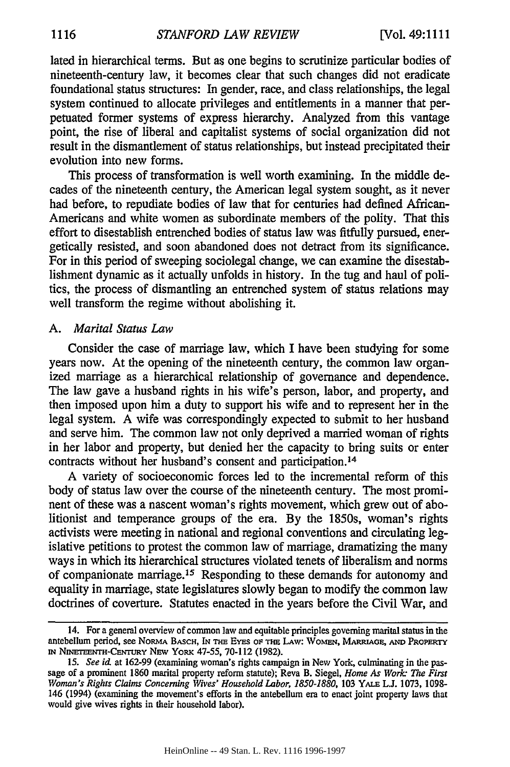lated in hierarchical terms. But as one begins to scrutinize particular bodies of nineteenth-century law, it becomes clear that such changes did not eradicate foundational status structures: In gender, race, and class relationships, the legal system continued to allocate privileges and entitlements in a manner that perpetuated former systems of express hierarchy. Analyzed from this vantage point, the rise of liberal and capitalist systems of social organization did not result in the dismantlement of status relationships, but instead precipitated their evolution into new forms.

This process of transformation is well worth examining. In the middle decades of the nineteenth century, the American legal system sought, as it never had before, to repudiate bodies of law that for centuries had defined African-Americans and white women as subordinate members of the polity. That this effort to disestablish entrenched bodies of status law was fitfully pursued, energetically resisted, and soon abandoned does not detract from its significance. For in this period of sweeping sociolegal change, we can examine the disestablishment dynamic as it actually unfolds in history. In the tug and haul of politics, the process of dismantling an entrenched system of status relations may well transform the regime without abolishing it.

### A. *Marital Status Law*

Consider the case of marriage law, which I have been studying for some years now. At the opening of the nineteenth century, the common law organized marriage as a hierarchical relationship of governance and dependence. The law gave a husband rights in his wife's person, labor, and property, and then imposed upon him a duty to support his wife and to represent her in the legal system. A wife was correspondingly expected to submit to her husband and serve him. The common law not only deprived a married woman of rights in her labor and property, but denied her the capacity to bring suits or enter contracts without her husband's consent and participation.[14]

A variety of socioeconomic forces led to the incremental reform of this body of status law over the course of the nineteenth century. The most prominent of these was a nascent woman's rights movement, which grew out of abolitionist and temperance groups of the era. By the 1850s, woman's rights activists were meeting in national and regional conventions and circulating legislative petitions to protest the common law of marriage, dramatizing the many ways in which its hierarchical structures violated tenets of liberalism and norms of companionate marriage.[15] Responding to these demands for autonomy and equality in marriage, state legislatures slowly began to modify the common law doctrines of coverture. Statutes enacted in the years before the Civil War, and

---

14. For a general overview of common law and equitable principles governing marital status in the antebellum period, see NORMA BASCH, IN THE EYES OF THE LAW: WOMEN, MARRIAGE, AND PROPERTY IN NINETEENTH-CENTURY NEW YORK 47-55, 70-112 (1982).

15. *See id.* at 162-99 (examining woman's rights campaign in New York, culminating in the passage of a prominent 1860 marital property reform statute); Reva B. Siegel, *Home As Work: The First Woman's Rights Claims Concerning Wives' Household Labor, 1850-1880*, 103 YALE L.J. 1073, 1098-146 (1994) (examining the movement's efforts in the antebellum era to enact joint property laws that would give wives rights in their household labor).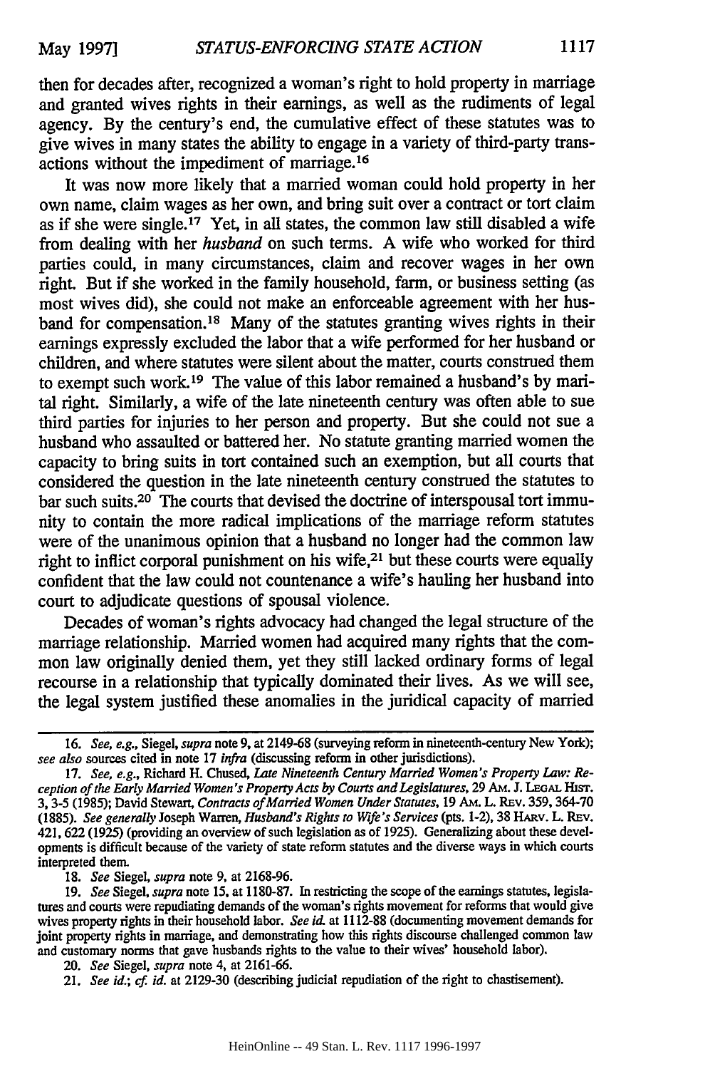then for decades after, recognized a woman's right to hold property in marriage and granted wives rights in their earnings, as well as the rudiments of legal agency. By the century's end, the cumulative effect of these statutes was to give wives in many states the ability to engage in a variety of third-party transactions without the impediment of marriage.[16]

It was now more likely that a married woman could hold property in her own name, claim wages as her own, and bring suit over a contract or tort claim as if she were single.[17] Yet, in all states, the common law still disabled a wife from dealing with her *husband* on such terms. A wife who worked for third parties could, in many circumstances, claim and recover wages in her own right. But if she worked in the family household, farm, or business setting (as most wives did), she could not make an enforceable agreement with her husband for compensation.[18] Many of the statutes granting wives rights in their earnings expressly excluded the labor that a wife performed for her husband or children, and where statutes were silent about the matter, courts construed them to exempt such work.[19] The value of this labor remained a husband's by marital right. Similarly, a wife of the late nineteenth century was often able to sue third parties for injuries to her person and property. But she could not sue a husband who assaulted or battered her. No statute granting married women the capacity to bring suits in tort contained such an exemption, but all courts that considered the question in the late nineteenth century construed the statutes to bar such suits.[20] The courts that devised the doctrine of interspousal tort immunity to contain the more radical implications of the marriage reform statutes were of the unanimous opinion that a husband no longer had the common law right to inflict corporal punishment on his wife,[21] but these courts were equally confident that the law could not countenance a wife's hauling her husband into court to adjudicate questions of spousal violence.

Decades of woman's rights advocacy had changed the legal structure of the marriage relationship. Married women had acquired many rights that the common law originally denied them, yet they still lacked ordinary forms of legal recourse in a relationship that typically dominated their lives. As we will see, the legal system justified these anomalies in the juridical capacity of married

---

16. *See, e.g.*, Siegel, *supra* note 9, at 2149-68 (surveying reform in nineteenth-century New York); *see also* sources cited in note 17 *infra* (discussing reform in other jurisdictions).

17. *See, e.g.*, Richard H. Chused, *Late Nineteenth Century Married Women's Property Law: Reception of the Early Married Women's Property Acts by Courts and Legislatures*, 29 AM. J. LEGAL HIST. 3, 3-5 (1985); David Stewart, *Contracts of Married Women Under Statutes*, 19 AM. L. REV. 359, 364-70 (1885). *See generally* Joseph Warren, *Husband's Rights to Wife's Services* (pts. 1-2), 38 HARV. L. REV. 421, 622 (1925) (providing an overview of such legislation as of 1925). Generalizing about these developments is difficult because of the variety of state reform statutes and the diverse ways in which courts interpreted them.

18. *See* Siegel, *supra* note 9, at 2168-96.

19. *See* Siegel, *supra* note 15, at 1180-87. In restricting the scope of the earnings statutes, legislatures and courts were repudiating demands of the woman's rights movement for reforms that would give wives property rights in their household labor. *See id.* at 1112-88 (documenting movement demands for joint property rights in marriage, and demonstrating how this rights discourse challenged common law and customary norms that gave husbands rights to the value to their wives' household labor).

20. *See* Siegel, *supra* note 4, at 2161-66.

21. *See id.*; *cf. id.* at 2129-30 (describing judicial repudiation of the right to chastisement).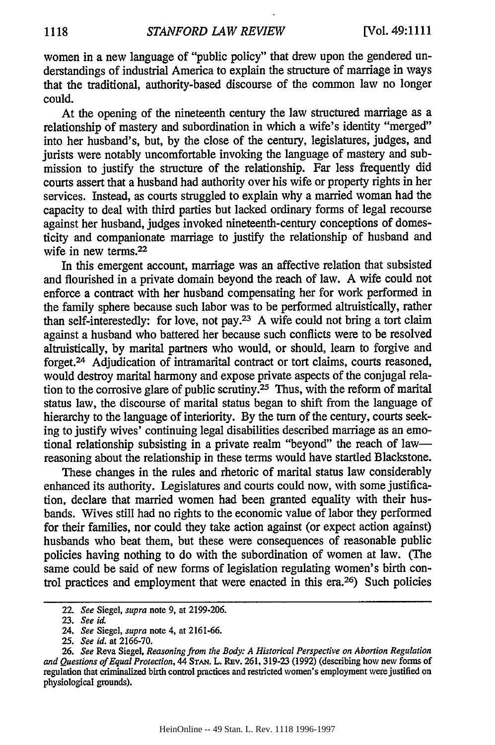women in a new language of "public policy" that drew upon the gendered understandings of industrial America to explain the structure of marriage in ways that the traditional, authority-based discourse of the common law no longer could.

At the opening of the nineteenth century the law structured marriage as a relationship of mastery and subordination in which a wife's identity "merged" into her husband's, but, by the close of the century, legislatures, judges, and jurists were notably uncomfortable invoking the language of mastery and submission to justify the structure of the relationship. Far less frequently did courts assert that a husband had authority over his wife or property rights in her services. Instead, as courts struggled to explain why a married woman had the capacity to deal with third parties but lacked ordinary forms of legal recourse against her husband, judges invoked nineteenth-century conceptions of domesticity and companionate marriage to justify the relationship of husband and wife in new terms.[22]

In this emergent account, marriage was an affective relation that subsisted and flourished in a private domain beyond the reach of law. A wife could not enforce a contract with her husband compensating her for work performed in the family sphere because such labor was to be performed altruistically, rather than self-interestedly: for love, not pay.[23] A wife could not bring a tort claim against a husband who battered her because such conflicts were to be resolved altruistically, by marital partners who would, or should, learn to forgive and forget.[24] Adjudication of intramarital contract or tort claims, courts reasoned, would destroy marital harmony and expose private aspects of the conjugal relation to the corrosive glare of public scrutiny.[25] Thus, with the reform of marital status law, the discourse of marital status began to shift from the language of hierarchy to the language of interiority. By the turn of the century, courts seeking to justify wives' continuing legal disabilities described marriage as an emotional relationship subsisting in a private realm "beyond" the reach of law—reasoning about the relationship in these terms would have startled Blackstone.

These changes in the rules and rhetoric of marital status law considerably enhanced its authority. Legislatures and courts could now, with some justification, declare that married women had been granted equality with their husbands. Wives still had no rights to the economic value of labor they performed for their families, nor could they take action against (or expect action against) husbands who beat them, but these were consequences of reasonable public policies having nothing to do with the subordination of women at law. (The same could be said of new forms of legislation regulating women's birth control practices and employment that were enacted in this era.[26]) Such policies

---

22. *See* Siegel, *supra* note 9, at 2199-206.

23. *See id.*

24. *See* Siegel, *supra* note 4, at 2161-66.

25. *See id.* at 2166-70.

26. *See* Reva Siegel, *Reasoning from the Body: A Historical Perspective on Abortion Regulation and Questions of Equal Protection*, 44 STAN. L. REV. 261, 319-23 (1992) (describing how new forms of regulation that criminalized birth control practices and restricted women's employment were justified on physiological grounds).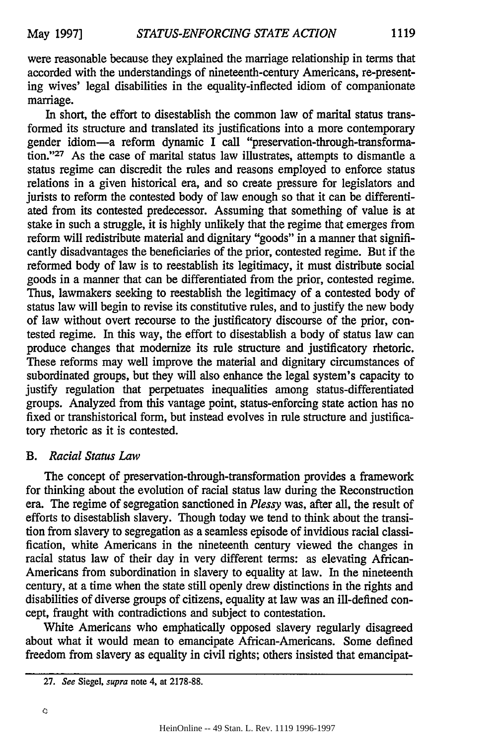were reasonable because they explained the marriage relationship in terms that accorded with the understandings of nineteenth-century Americans, re-presenting wives' legal disabilities in the equality-inflected idiom of companionate marriage.

In short, the effort to disestablish the common law of marital status transformed its structure and translated its justifications into a more contemporary gender idiom—a reform dynamic I call "preservation-through-transformation."[27] As the case of marital status law illustrates, attempts to dismantle a status regime can discredit the rules and reasons employed to enforce status relations in a given historical era, and so create pressure for legislators and jurists to reform the contested body of law enough so that it can be differentiated from its contested predecessor. Assuming that something of value is at stake in such a struggle, it is highly unlikely that the regime that emerges from reform will redistribute material and dignitary "goods" in a manner that significantly disadvantages the beneficiaries of the prior, contested regime. But if the reformed body of law is to reestablish its legitimacy, it must distribute social goods in a manner that can be differentiated from the prior, contested regime. Thus, lawmakers seeking to reestablish the legitimacy of a contested body of status law will begin to revise its constitutive rules, and to justify the new body of law without overt recourse to the justificatory discourse of the prior, contested regime. In this way, the effort to disestablish a body of status law can produce changes that modernize its rule structure and justificatory rhetoric. These reforms may well improve the material and dignitary circumstances of subordinated groups, but they will also enhance the legal system's capacity to justify regulation that perpetuates inequalities among status-differentiated groups. Analyzed from this vantage point, status-enforcing state action has no fixed or transhistorical form, but instead evolves in rule structure and justificatory rhetoric as it is contested.

### B. *Racial Status Law*

The concept of preservation-through-transformation provides a framework for thinking about the evolution of racial status law during the Reconstruction era. The regime of segregation sanctioned in *Plessy* was, after all, the result of efforts to disestablish slavery. Though today we tend to think about the transition from slavery to segregation as a seamless episode of invidious racial classification, white Americans in the nineteenth century viewed the changes in racial status law of their day in very different terms: as elevating African-Americans from subordination in slavery to equality at law. In the nineteenth century, at a time when the state still openly drew distinctions in the rights and disabilities of diverse groups of citizens, equality at law was an ill-defined concept, fraught with contradictions and subject to contestation.

White Americans who emphatically opposed slavery regularly disagreed about what it would mean to emancipate African-Americans. Some defined freedom from slavery as equality in civil rights; others insisted that emancipat-

---

27. *See* Siegel, *supra* note 4, at 2178-88.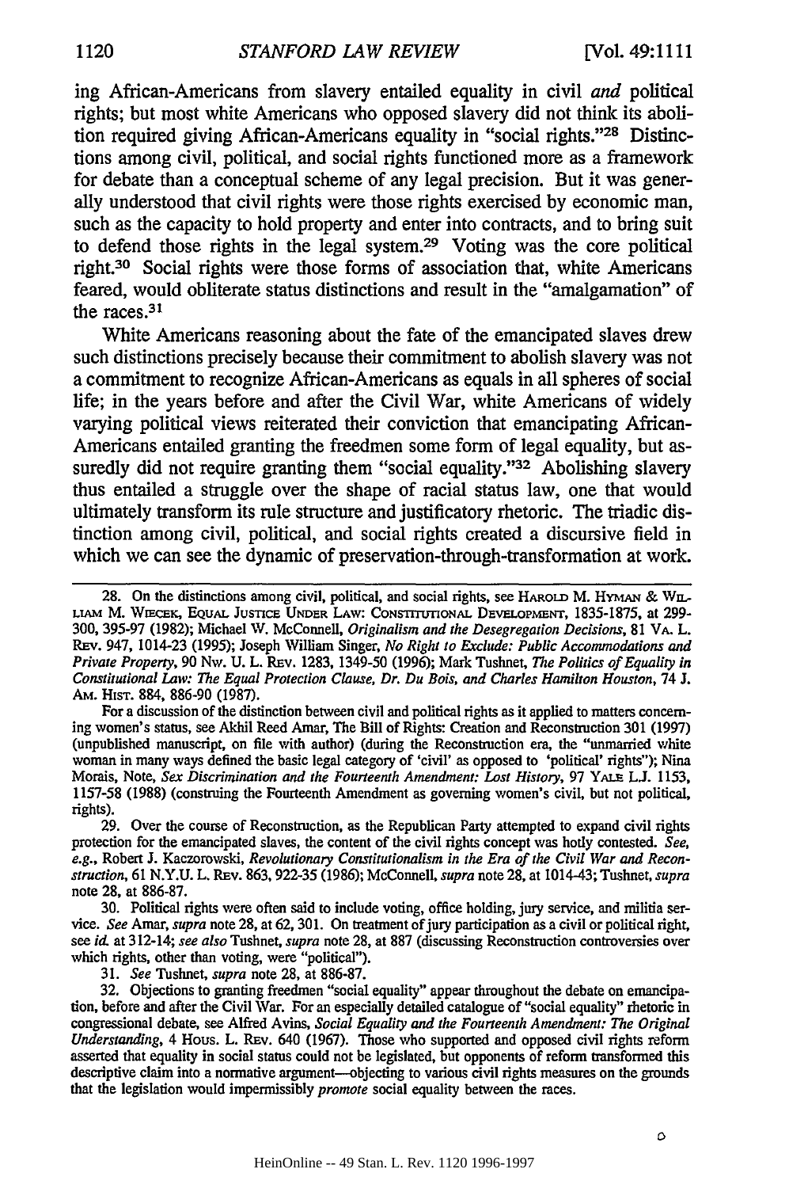ing African-Americans from slavery entailed equality in civil *and* political rights; but most white Americans who opposed slavery did not think its abolition required giving African-Americans equality in "social rights."[28] Distinctions among civil, political, and social rights functioned more as a framework for debate than a conceptual scheme of any legal precision. But it was generally understood that civil rights were those rights exercised by economic man, such as the capacity to hold property and enter into contracts, and to bring suit to defend those rights in the legal system.[29] Voting was the core political right.[30] Social rights were those forms of association that, white Americans feared, would obliterate status distinctions and result in the "amalgamation" of the races.[31]

White Americans reasoning about the fate of the emancipated slaves drew such distinctions precisely because their commitment to abolish slavery was not a commitment to recognize African-Americans as equals in all spheres of social life; in the years before and after the Civil War, white Americans of widely varying political views reiterated their conviction that emancipating African-Americans entailed granting the freedmen some form of legal equality, but assuredly did not require granting them "social equality."[32] Abolishing slavery thus entailed a struggle over the shape of racial status law, one that would ultimately transform its rule structure and justificatory rhetoric. The triadic distinction among civil, political, and social rights created a discursive field in which we can see the dynamic of preservation-through-transformation at work.

---

28. On the distinctions among civil, political, and social rights, see HAROLD M. HYMAN & WILLIAM M. WIECEK, EQUAL JUSTICE UNDER LAW: CONSTITUTIONAL DEVELOPMENT, 1835-1875, at 299-300, 395-97 (1982); Michael W. McConnell, *Originalism and the Desegregation Decisions*, 81 VA. L. REV. 947, 1014-23 (1995); Joseph William Singer, *No Right to Exclude: Public Accommodations and Private Property*, 90 NW. U. L. REV. 1283, 1349-50 (1996); Mark Tushnet, *The Politics of Equality in Constitutional Law: The Equal Protection Clause, Dr. Du Bois, and Charles Hamilton Houston*, 74 J. AM. HIST. 884, 886-90 (1987).

For a discussion of the distinction between civil and political rights as it applied to matters concerning women's status, see Akhil Reed Amar, The Bill of Rights: Creation and Reconstruction 301 (1997) (unpublished manuscript, on file with author) (during the Reconstruction era, the "unmarried white woman in many ways defined the basic legal category of 'civil' as opposed to 'political' rights"); Nina Morais, Note, *Sex Discrimination and the Fourteenth Amendment: Lost History*, 97 YALE L.J. 1153, 1157-58 (1988) (construing the Fourteenth Amendment as governing women's civil, but not political, rights).

29. Over the course of Reconstruction, as the Republican Party attempted to expand civil rights protection for the emancipated slaves, the content of the civil rights concept was hotly contested. *See, e.g.*, Robert J. Kaczorowski, *Revolutionary Constitutionalism in the Era of the Civil War and Reconstruction*, 61 N.Y.U. L. REV. 863, 922-35 (1986); McConnell, *supra* note 28, at 1014-43; Tushnet, *supra* note 28, at 886-87.

30. Political rights were often said to include voting, office holding, jury service, and militia service. *See* Amar, *supra* note 28, at 62, 301. On treatment of jury participation as a civil or political right, see *id.* at 312-14; *see also* Tushnet, *supra* note 28, at 887 (discussing Reconstruction controversies over which rights, other than voting, were "political").

31. *See* Tushnet, *supra* note 28, at 886-87.

32. Objections to granting freedmen "social equality" appear throughout the debate on emancipation, before and after the Civil War. For an especially detailed catalogue of "social equality" rhetoric in congressional debate, see Alfred Avins, *Social Equality and the Fourteenth Amendment: The Original Understanding*, 4 HOUS. L. REV. 640 (1967). Those who supported and opposed civil rights reform asserted that equality in social status could not be legislated, but opponents of reform transformed this descriptive claim into a normative argument—objecting to various civil rights measures on the grounds that the legislation would impermissibly *promote* social equality between the races.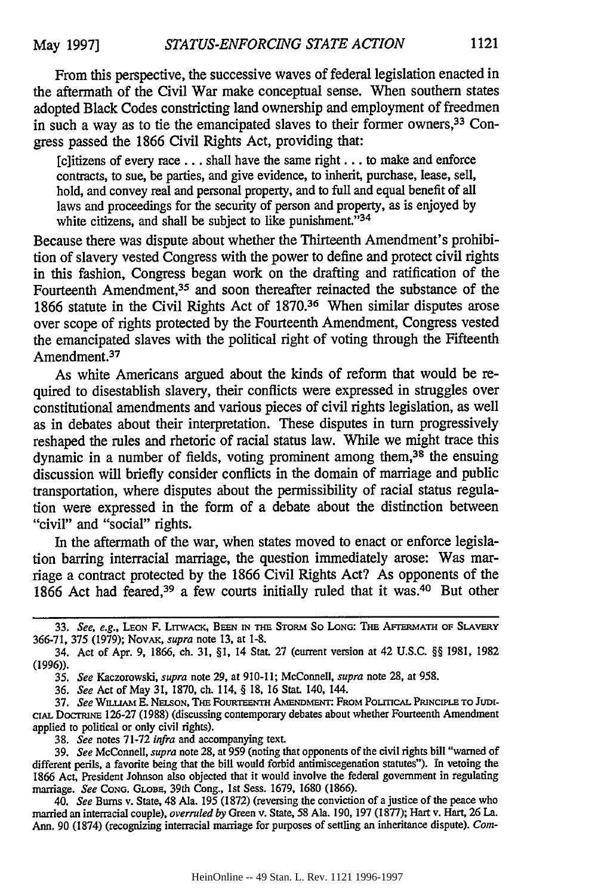From this perspective, the successive waves of federal legislation enacted in the aftermath of the Civil War make conceptual sense. When southern states adopted Black Codes constricting land ownership and employment of freedmen in such a way as to tie the emancipated slaves to their former owners,[33] Congress passed the 1866 Civil Rights Act, providing that:

> [c]itizens of every race . . . shall have the same right . . . to make and enforce contracts, to sue, be parties, and give evidence, to inherit, purchase, lease, sell, hold, and convey real and personal property, and to full and equal benefit of all laws and proceedings for the security of person and property, as is enjoyed by white citizens, and shall be subject to like punishment."[34]

Because there was dispute about whether the Thirteenth Amendment's prohibition of slavery vested Congress with the power to define and protect civil rights in this fashion, Congress began work on the drafting and ratification of the Fourteenth Amendment,[35] and soon thereafter reinacted the substance of the 1866 statute in the Civil Rights Act of 1870.[36] When similar disputes arose over scope of rights protected by the Fourteenth Amendment, Congress vested the emancipated slaves with the political right of voting through the Fifteenth Amendment.[37]

As white Americans argued about the kinds of reform that would be required to disestablish slavery, their conflicts were expressed in struggles over constitutional amendments and various pieces of civil rights legislation, as well as in debates about their interpretation. These disputes in turn progressively reshaped the rules and rhetoric of racial status law. While we might trace this dynamic in a number of fields, voting prominent among them,[38] the ensuing discussion will briefly consider conflicts in the domain of marriage and public transportation, where disputes about the permissibility of racial status regulation were expressed in the form of a debate about the distinction between "civil" and "social" rights.

In the aftermath of the war, when states moved to enact or enforce legislation barring interracial marriage, the question immediately arose: Was marriage a contract protected by the 1866 Civil Rights Act? As opponents of the 1866 Act had feared,[39] a few courts initially ruled that it was.[40] But other

---

33. *See, e.g.*, LEON F. LITWACK, BEEN IN THE STORM SO LONG: THE AFTERMATH OF SLAVERY 366-71, 375 (1979); NOVAK, *supra* note 13, at 1-8.

34. Act of Apr. 9, 1866, ch. 31, §1, 14 Stat. 27 (current version at 42 U.S.C. §§ 1981, 1982 (1996)).

35. *See* Kaczorowski, *supra* note 29, at 910-11; McConnell, *supra* note 28, at 958.

36. *See* Act of May 31, 1870, ch. 114, § 18, 16 Stat. 140, 144.

37. *See* WILLIAM E. NELSON, THE FOURTEENTH AMENDMENT: FROM POLITICAL PRINCIPLE TO JUDICIAL DOCTRINE 126-27 (1988) (discussing contemporary debates about whether Fourteenth Amendment applied to political or only civil rights).

38. *See* notes 71-72 *infra* and accompanying text.

39. *See* McConnell, *supra* note 28, at 959 (noting that opponents of the civil rights bill "warned of different perils, a favorite being that the bill would forbid antimiscegenation statutes"). In vetoing the 1866 Act, President Johnson also objected that it would involve the federal government in regulating marriage. *See* CONG. GLOBE, 39th Cong., 1st Sess. 1679, 1680 (1866).

40. *See* Burns v. State, 48 Ala. 195 (1872) (reversing the conviction of a justice of the peace who married an interracial couple), *overruled by* Green v. State, 58 Ala. 190, 197 (1877); Hart v. Hart, 26 La. Ann. 90 (1874) (recognizing interracial marriage for purposes of settling an inheritance dispute). *Com-*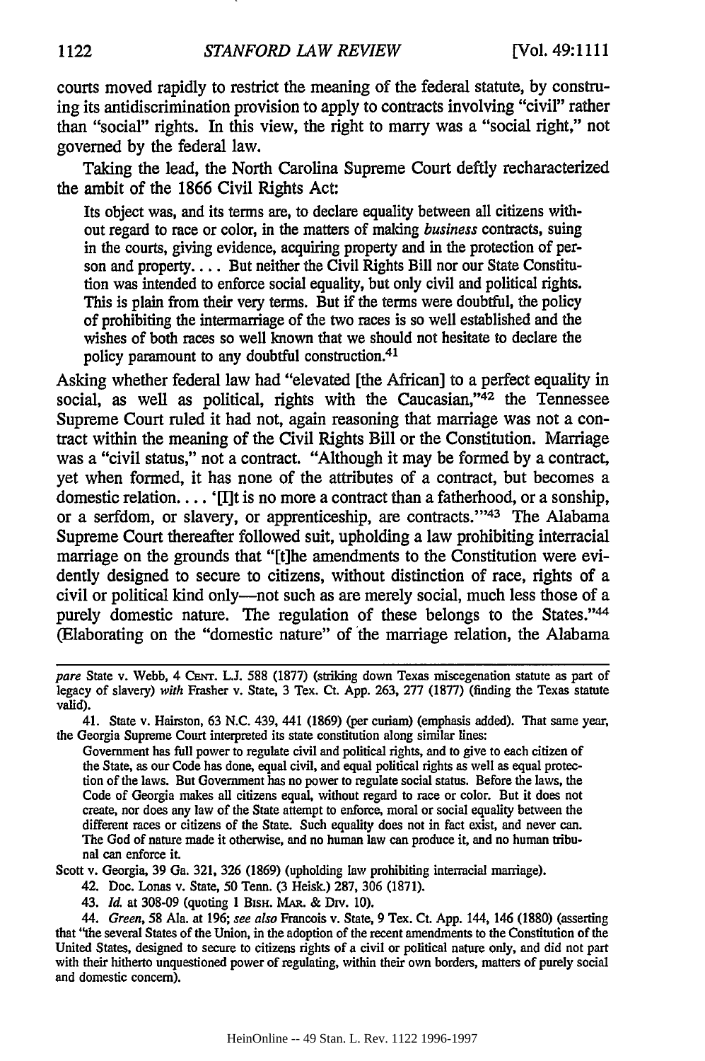courts moved rapidly to restrict the meaning of the federal statute, by construing its antidiscrimination provision to apply to contracts involving "civil" rather than "social" rights. In this view, the right to marry was a "social right," not governed by the federal law.

Taking the lead, the North Carolina Supreme Court deftly recharacterized the ambit of the 1866 Civil Rights Act:

> Its object was, and its terms are, to declare equality between all citizens without regard to race or color, in the matters of making *business* contracts, suing in the courts, giving evidence, acquiring property and in the protection of person and property.... But neither the Civil Rights Bill nor our State Constitution was intended to enforce social equality, but only civil and political rights. This is plain from their very terms. But if the terms were doubtful, the policy of prohibiting the intermarriage of the two races is so well established and the wishes of both races so well known that we should not hesitate to declare the policy paramount to any doubtful construction.[41]

Asking whether federal law had "elevated [the African] to a perfect equality in social, as well as political, rights with the Caucasian,"[42] the Tennessee Supreme Court ruled it had not, again reasoning that marriage was not a contract within the meaning of the Civil Rights Bill or the Constitution. Marriage was a "civil status," not a contract. "Although it may be formed by a contract, yet when formed, it has none of the attributes of a contract, but becomes a domestic relation.... '[I]t is no more a contract than a fatherhood, or a sonship, or a serfdom, or slavery, or apprenticeship, are contracts.'"[43] The Alabama Supreme Court thereafter followed suit, upholding a law prohibiting interracial marriage on the grounds that "[t]he amendments to the Constitution were evidently designed to secure to citizens, without distinction of race, rights of a civil or political kind only—not such as are merely social, much less those of a purely domestic nature. The regulation of these belongs to the States."[44] (Elaborating on the "domestic nature" of the marriage relation, the Alabama

---

*pare* State v. Webb, 4 CENT. L.J. 588 (1877) (striking down Texas miscegenation statute as part of legacy of slavery) *with* Frasher v. State, 3 Tex. Ct. App. 263, 277 (1877) (finding the Texas statute valid).

41. State v. Hairston, 63 N.C. 439, 441 (1869) (per curiam) (emphasis added). That same year, the Georgia Supreme Court interpreted its state constitution along similar lines:

> Government has full power to regulate civil and political rights, and to give to each citizen of the State, as our Code has done, equal civil, and equal political rights as well as equal protection of the laws. But Government has no power to regulate social status. Before the laws, the Code of Georgia makes all citizens equal, without regard to race or color. But it does not create, nor does any law of the State attempt to enforce, moral or social equality between the different races or citizens of the State. Such equality does not in fact exist, and never can. The God of nature made it otherwise, and no human law can produce it, and no human tribunal can enforce it.

Scott v. Georgia, 39 Ga. 321, 326 (1869) (upholding law prohibiting interracial marriage).

42. Doc. Lonas v. State, 50 Tenn. (3 Heisk.) 287, 306 (1871).

43. *Id.* at 308-09 (quoting 1 BISH. MAR. & DIV. 10).

44. *Green*, 58 Ala. at 196; *see also* Francois v. State, 9 Tex. Ct. App. 144, 146 (1880) (asserting that "the several States of the Union, in the adoption of the recent amendments to the Constitution of the United States, designed to secure to citizens rights of a civil or political nature only, and did not part with their hitherto unquestioned power of regulating, within their own borders, matters of purely social and domestic concern).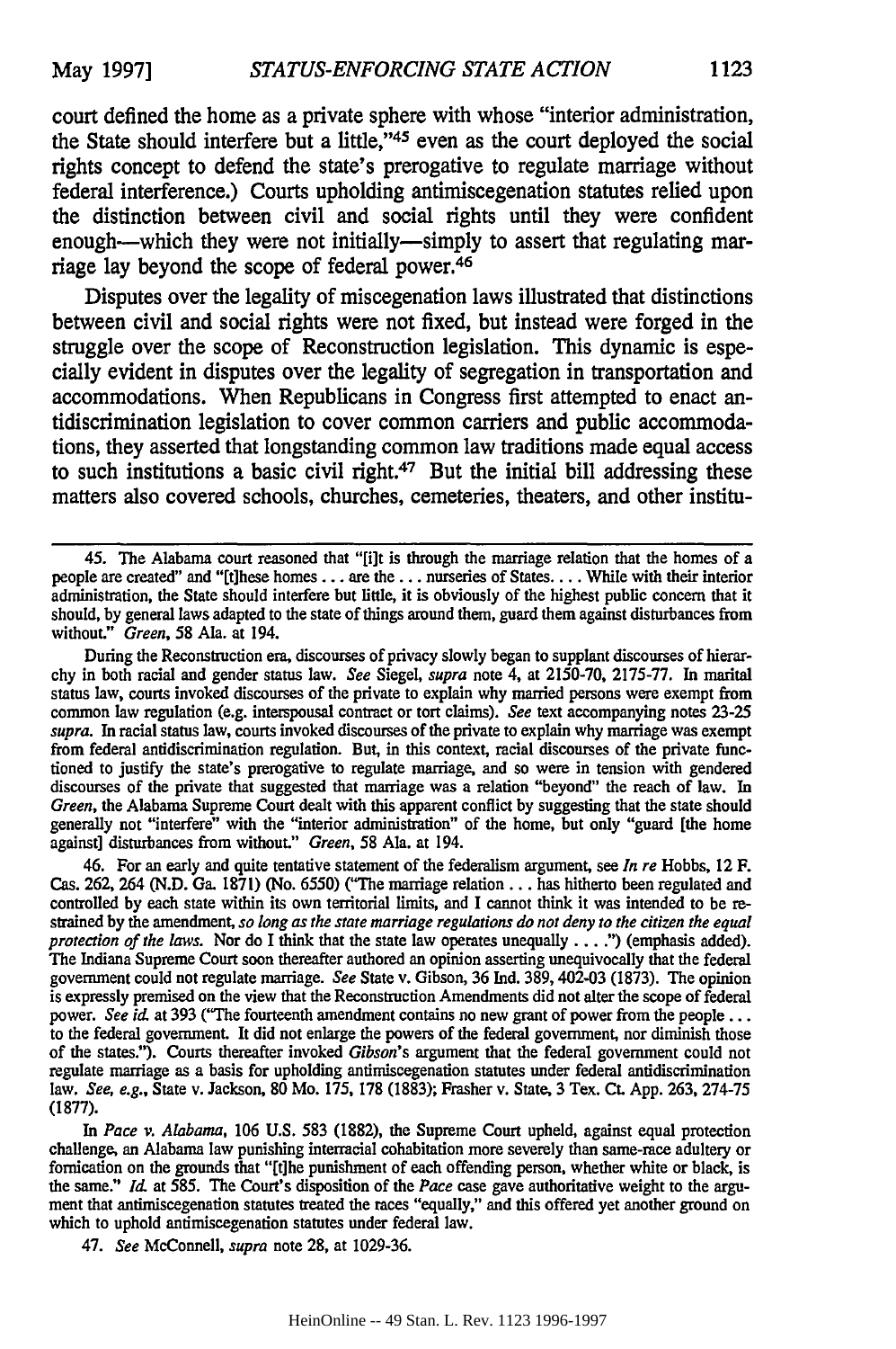court defined the home as a private sphere with whose "interior administration, the State should interfere but a little,"[45] even as the court deployed the social rights concept to defend the state's prerogative to regulate marriage without federal interference.) Courts upholding antimiscegenation statutes relied upon the distinction between civil and social rights until they were confident enough—which they were not initially—simply to assert that regulating marriage lay beyond the scope of federal power.[46]

Disputes over the legality of miscegenation laws illustrated that distinctions between civil and social rights were not fixed, but instead were forged in the struggle over the scope of Reconstruction legislation. This dynamic is especially evident in disputes over the legality of segregation in transportation and accommodations. When Republicans in Congress first attempted to enact antidiscrimination legislation to cover common carriers and public accommodations, they asserted that longstanding common law traditions made equal access to such institutions a basic civil right.[47] But the initial bill addressing these matters also covered schools, churches, cemeteries, theaters, and other institu-

---

45. The Alabama court reasoned that "[i]t is through the marriage relation that the homes of a people are created" and "[t]hese homes . . . are the . . . nurseries of States. . . . While with their interior administration, the State should interfere but little, it is obviously of the highest public concern that it should, by general laws adapted to the state of things around them, guard them against disturbances from without." *Green*, 58 Ala. at 194.

During the Reconstruction era, discourses of privacy slowly began to supplant discourses of hierarchy in both racial and gender status law. *See* Siegel, *supra* note 4, at 2150-70, 2175-77. In marital status law, courts invoked discourses of the private to explain why married persons were exempt from common law regulation (e.g. interspousal contract or tort claims). *See* text accompanying notes 23-25 *supra*. In racial status law, courts invoked discourses of the private to explain why marriage was exempt from federal antidiscrimination regulation. But, in this context, racial discourses of the private functioned to justify the state's prerogative to regulate marriage, and so were in tension with gendered discourses of the private that suggested that marriage was a relation "beyond" the reach of law. In *Green*, the Alabama Supreme Court dealt with this apparent conflict by suggesting that the state should generally not "interfere" with the "interior administration" of the home, but only "guard [the home against] disturbances from without." *Green*, 58 Ala. at 194.

46. For an early and quite tentative statement of the federalism argument, see *In re* Hobbs, 12 F. Cas. 262, 264 (N.D. Ga. 1871) (No. 6550) ("The marriage relation . . . has hitherto been regulated and controlled by each state within its own territorial limits, and I cannot think it was intended to be restrained by the amendment, *so long as the state marriage regulations do not deny to the citizen the equal protection of the laws*. Nor do I think that the state law operates unequally . . . .") (emphasis added). The Indiana Supreme Court soon thereafter authored an opinion asserting unequivocally that the federal government could not regulate marriage. *See* State v. Gibson, 36 Ind. 389, 402-03 (1873). The opinion is expressly premised on the view that the Reconstruction Amendments did not alter the scope of federal power. *See id.* at 393 ("The fourteenth amendment contains no new grant of power from the people . . . to the federal government. It did not enlarge the powers of the federal government, nor diminish those of the states."). Courts thereafter invoked *Gibson*'s argument that the federal government could not regulate marriage as a basis for upholding antimiscegenation statutes under federal antidiscrimination law. *See, e.g.*, State v. Jackson, 80 Mo. 175, 178 (1883); Frasher v. State, 3 Tex. Ct. App. 263, 274-75 (1877).

In *Pace v. Alabama*, 106 U.S. 583 (1882), the Supreme Court upheld, against equal protection challenge, an Alabama law punishing interracial cohabitation more severely than same-race adultery or fornication on the grounds that "[t]he punishment of each offending person, whether white or black, is the same." *Id.* at 585. The Court's disposition of the *Pace* case gave authoritative weight to the argument that antimiscegenation statutes treated the races "equally," and this offered yet another ground on which to uphold antimiscegenation statutes under federal law.

47. *See* McConnell, *supra* note 28, at 1029-36.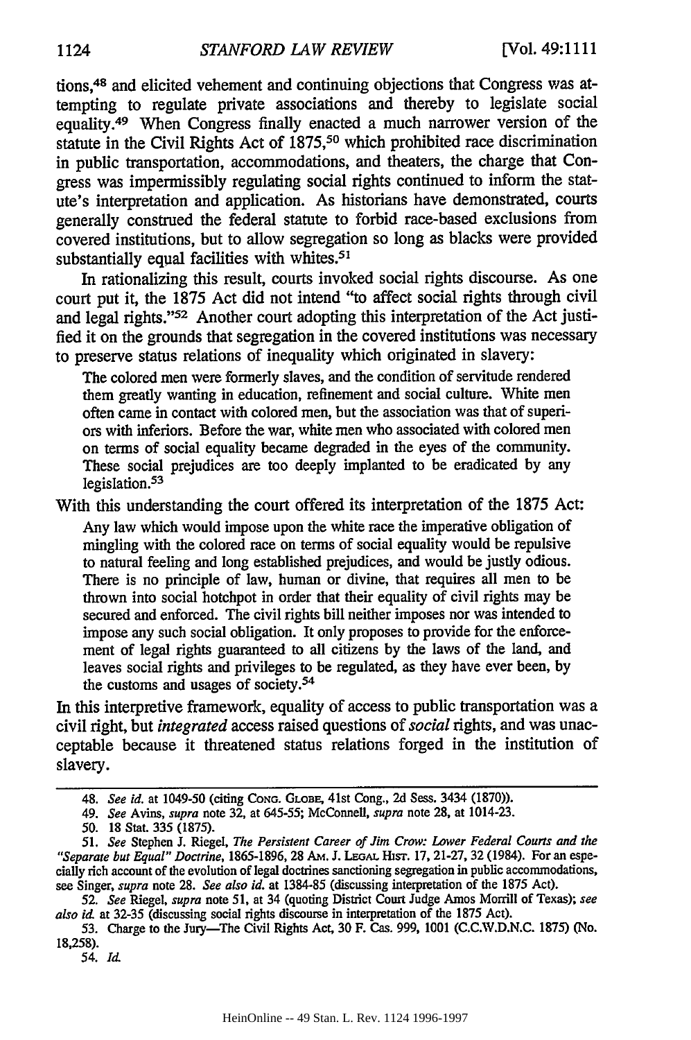tions,[48] and elicited vehement and continuing objections that Congress was attempting to regulate private associations and thereby to legislate social equality.[49] When Congress finally enacted a much narrower version of the statute in the Civil Rights Act of 1875,[50] which prohibited race discrimination in public transportation, accommodations, and theaters, the charge that Congress was impermissibly regulating social rights continued to inform the statute's interpretation and application. As historians have demonstrated, courts generally construed the federal statute to forbid race-based exclusions from covered institutions, but to allow segregation so long as blacks were provided substantially equal facilities with whites.[51]

In rationalizing this result, courts invoked social rights discourse. As one court put it, the 1875 Act did not intend "to affect social rights through civil and legal rights."[52] Another court adopting this interpretation of the Act justified it on the grounds that segregation in the covered institutions was necessary to preserve status relations of inequality which originated in slavery:

> The colored men were formerly slaves, and the condition of servitude rendered them greatly wanting in education, refinement and social culture. White men often came in contact with colored men, but the association was that of superiors with inferiors. Before the war, white men who associated with colored men on terms of social equality became degraded in the eyes of the community. These social prejudices are too deeply implanted to be eradicated by any legislation.[53]

With this understanding the court offered its interpretation of the 1875 Act:

> Any law which would impose upon the white race the imperative obligation of mingling with the colored race on terms of social equality would be repulsive to natural feeling and long established prejudices, and would be justly odious. There is no principle of law, human or divine, that requires all men to be thrown into social hotchpot in order that their equality of civil rights may be secured and enforced. The civil rights bill neither imposes nor was intended to impose any such social obligation. It only proposes to provide for the enforcement of legal rights guaranteed to all citizens by the laws of the land, and leaves social rights and privileges to be regulated, as they have ever been, by the customs and usages of society.[54]

In this interpretive framework, equality of access to public transportation was a civil right, but *integrated* access raised questions of *social* rights, and was unacceptable because it threatened status relations forged in the institution of slavery.

---

48. *See id.* at 1049-50 (citing CONG. GLOBE, 41st Cong., 2d Sess. 3434 (1870)).

49. *See* Avins, *supra* note 32, at 645-55; McConnell, *supra* note 28, at 1014-23.

50. 18 Stat. 335 (1875).

51. *See* Stephen J. Riegel, *The Persistent Career of Jim Crow: Lower Federal Courts and the "Separate but Equal" Doctrine*, 1865-1896, 28 AM. J. LEGAL HIST. 17, 21-27, 32 (1984). For an especially rich account of the evolution of legal doctrines sanctioning segregation in public accommodations, see Singer, *supra* note 28. *See also id.* at 1384-85 (discussing interpretation of the 1875 Act).

52. *See* Riegel, *supra* note 51, at 34 (quoting District Court Judge Amos Morrill of Texas); *see also id.* at 32-35 (discussing social rights discourse in interpretation of the 1875 Act).

53. Charge to the Jury—The Civil Rights Act, 30 F. Cas. 999, 1001 (C.C.W.D.N.C. 1875) (No. 18,258).

54. *Id.*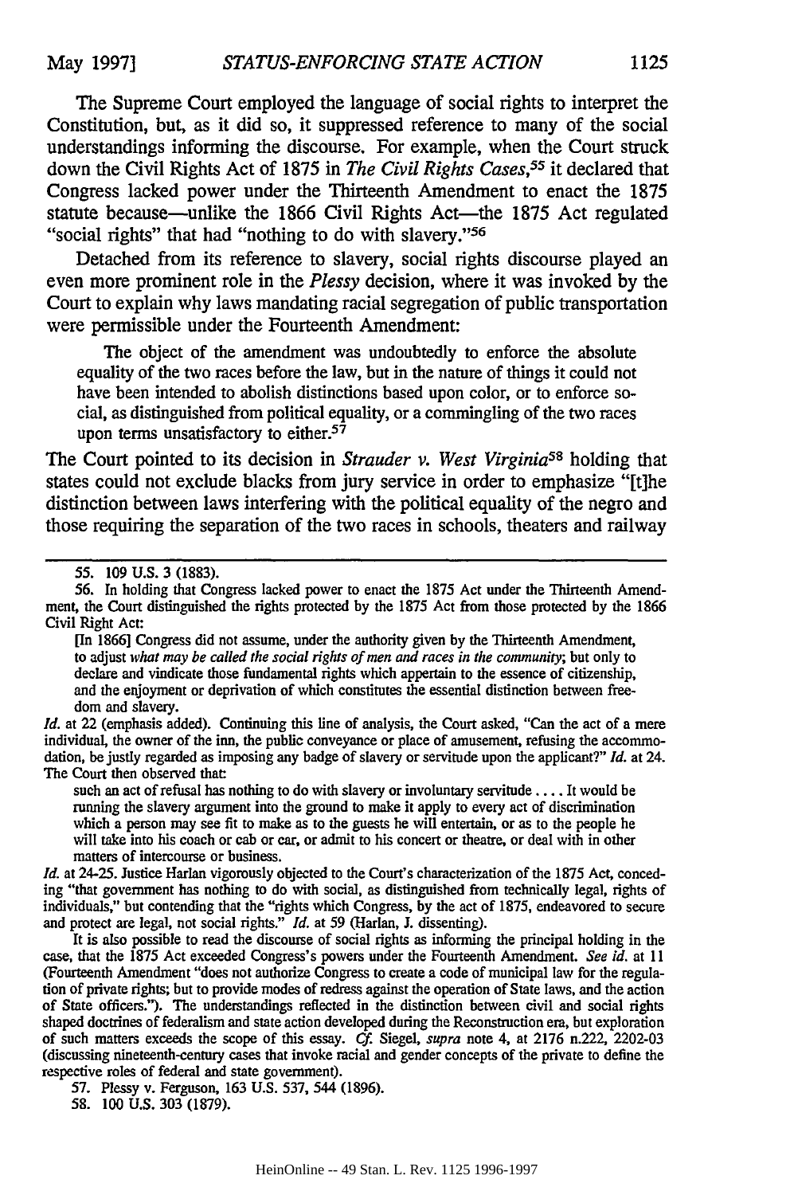The Supreme Court employed the language of social rights to interpret the Constitution, but, as it did so, it suppressed reference to many of the social understandings informing the discourse. For example, when the Court struck down the Civil Rights Act of 1875 in *The Civil Rights Cases*,[55] it declared that Congress lacked power under the Thirteenth Amendment to enact the 1875 statute because—unlike the 1866 Civil Rights Act—the 1875 Act regulated "social rights" that had "nothing to do with slavery."[56]

Detached from its reference to slavery, social rights discourse played an even more prominent role in the *Plessy* decision, where it was invoked by the Court to explain why laws mandating racial segregation of public transportation were permissible under the Fourteenth Amendment:

> The object of the amendment was undoubtedly to enforce the absolute equality of the two races before the law, but in the nature of things it could not have been intended to abolish distinctions based upon color, or to enforce social, as distinguished from political equality, or a commingling of the two races upon terms unsatisfactory to either.[57]

The Court pointed to its decision in *Strauder v. West Virginia*[58] holding that states could not exclude blacks from jury service in order to emphasize "[t]he distinction between laws interfering with the political equality of the negro and those requiring the separation of the two races in schools, theaters and railway

---

55. 109 U.S. 3 (1883).

56. In holding that Congress lacked power to enact the 1875 Act under the Thirteenth Amendment, the Court distinguished the rights protected by the 1875 Act from those protected by the 1866 Civil Right Act:

> [In 1866] Congress did not assume, under the authority given by the Thirteenth Amendment, to adjust *what may be called the social rights of men and races in the community*; but only to declare and vindicate those fundamental rights which appertain to the essence of citizenship, and the enjoyment or deprivation of which constitutes the essential distinction between freedom and slavery.

*Id.* at 22 (emphasis added). Continuing this line of analysis, the Court asked, "Can the act of a mere individual, the owner of the inn, the public conveyance or place of amusement, refusing the accommodation, be justly regarded as imposing any badge of slavery or servitude upon the applicant?" *Id.* at 24. The Court then observed that:

> such an act of refusal has nothing to do with slavery or involuntary servitude . . . . It would be running the slavery argument into the ground to make it apply to every act of discrimination which a person may see fit to make as to the guests he will entertain, or as to the people he will take into his coach or cab or car, or admit to his concert or theatre, or deal with in other matters of intercourse or business.

*Id.* at 24-25. Justice Harlan vigorously objected to the Court's characterization of the 1875 Act, conceding "that government has nothing to do with social, as distinguished from technically legal, rights of individuals," but contending that the "rights which Congress, by the act of 1875, endeavored to secure and protect are legal, not social rights." *Id.* at 59 (Harlan, J. dissenting).

It is also possible to read the discourse of social rights as informing the principal holding in the case, that the 1875 Act exceeded Congress's powers under the Fourteenth Amendment. *See id.* at 11 (Fourteenth Amendment "does not authorize Congress to create a code of municipal law for the regulation of private rights; but to provide modes of redress against the operation of State laws, and the action of State officers."). The understandings reflected in the distinction between civil and social rights shaped doctrines of federalism and state action developed during the Reconstruction era, but exploration of such matters exceeds the scope of this essay. *Cf.* Siegel, *supra* note 4, at 2176 n.222, 2202-03 (discussing nineteenth-century cases that invoke racial and gender concepts of the private to define the respective roles of federal and state government).

57. Plessy v. Ferguson, 163 U.S. 537, 544 (1896).

58. 100 U.S. 303 (1879).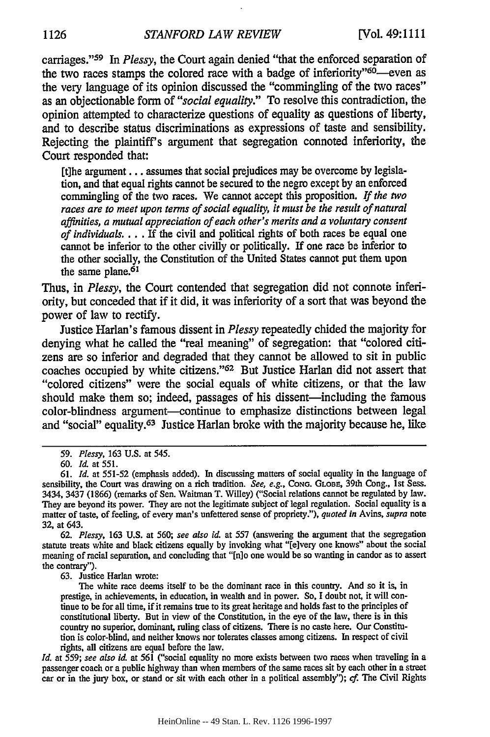carriages."[59] In *Plessy*, the Court again denied "that the enforced separation of the two races stamps the colored race with a badge of inferiority"[60]—even as the very language of its opinion discussed the "commingling of the two races" as an objectionable form of "*social equality*." To resolve this contradiction, the opinion attempted to characterize questions of equality as questions of liberty, and to describe status discriminations as expressions of taste and sensibility. Rejecting the plaintiff's argument that segregation connoted inferiority, the Court responded that:

> [t]he argument . . . assumes that social prejudices may be overcome by legislation, and that equal rights cannot be secured to the negro except by an enforced commingling of the two races. We cannot accept this proposition. *If the two races are to meet upon terms of social equality, it must be the result of natural affinities, a mutual appreciation of each other's merits and a voluntary consent of individuals.* . . . If the civil and political rights of both races be equal one cannot be inferior to the other civilly or politically. If one race be inferior to the other socially, the Constitution of the United States cannot put them upon the same plane.[61]

Thus, in *Plessy*, the Court contended that segregation did not connote inferiority, but conceded that if it did, it was inferiority of a sort that was beyond the power of law to rectify.

Justice Harlan's famous dissent in *Plessy* repeatedly chided the majority for denying what he called the "real meaning" of segregation: that "colored citizens are so inferior and degraded that they cannot be allowed to sit in public coaches occupied by white citizens."[62] But Justice Harlan did not assert that "colored citizens" were the social equals of white citizens, or that the law should make them so; indeed, passages of his dissent—including the famous color-blindness argument—continue to emphasize distinctions between legal and "social" equality.[63] Justice Harlan broke with the majority because he, like

---

59. *Plessy*, 163 U.S. at 545.

60. *Id.* at 551.

61. *Id.* at 551-52 (emphasis added). In discussing matters of social equality in the language of sensibility, the Court was drawing on a rich tradition. *See, e.g.*, CONG. GLOBE, 39th Cong., 1st Sess. 3434, 3437 (1866) (remarks of Sen. Waitman T. Willey) ("Social relations cannot be regulated by law. They are beyond its power. They are not the legitimate subject of legal regulation. Social equality is a matter of taste, of feeling, of every man's unfettered sense of propriety."), *quoted in* Avins, *supra* note 32, at 643.

62. *Plessy*, 163 U.S. at 560; *see also id.* at 557 (answering the argument that the segregation statute treats white and black citizens equally by invoking what "[e]very one knows" about the social meaning of racial separation, and concluding that "[n]o one would be so wanting in candor as to assert the contrary").

63. Justice Harlan wrote:

> The white race deems itself to be the dominant race in this country. And so it is, in prestige, in achievements, in education, in wealth and in power. So, I doubt not, it will continue to be for all time, if it remains true to its great heritage and holds fast to the principles of constitutional liberty. But in view of the Constitution, in the eye of the law, there is in this country no superior, dominant, ruling class of citizens. There is no caste here. Our Constitution is color-blind, and neither knows nor tolerates classes among citizens. In respect of civil rights, all citizens are equal before the law.

*Id.* at 559; *see also id.* at 561 ("social equality no more exists between two races when traveling in a passenger coach or a public highway than when members of the same races sit by each other in a street car or in the jury box, or stand or sit with each other in a political assembly"); *cf.* The Civil Rights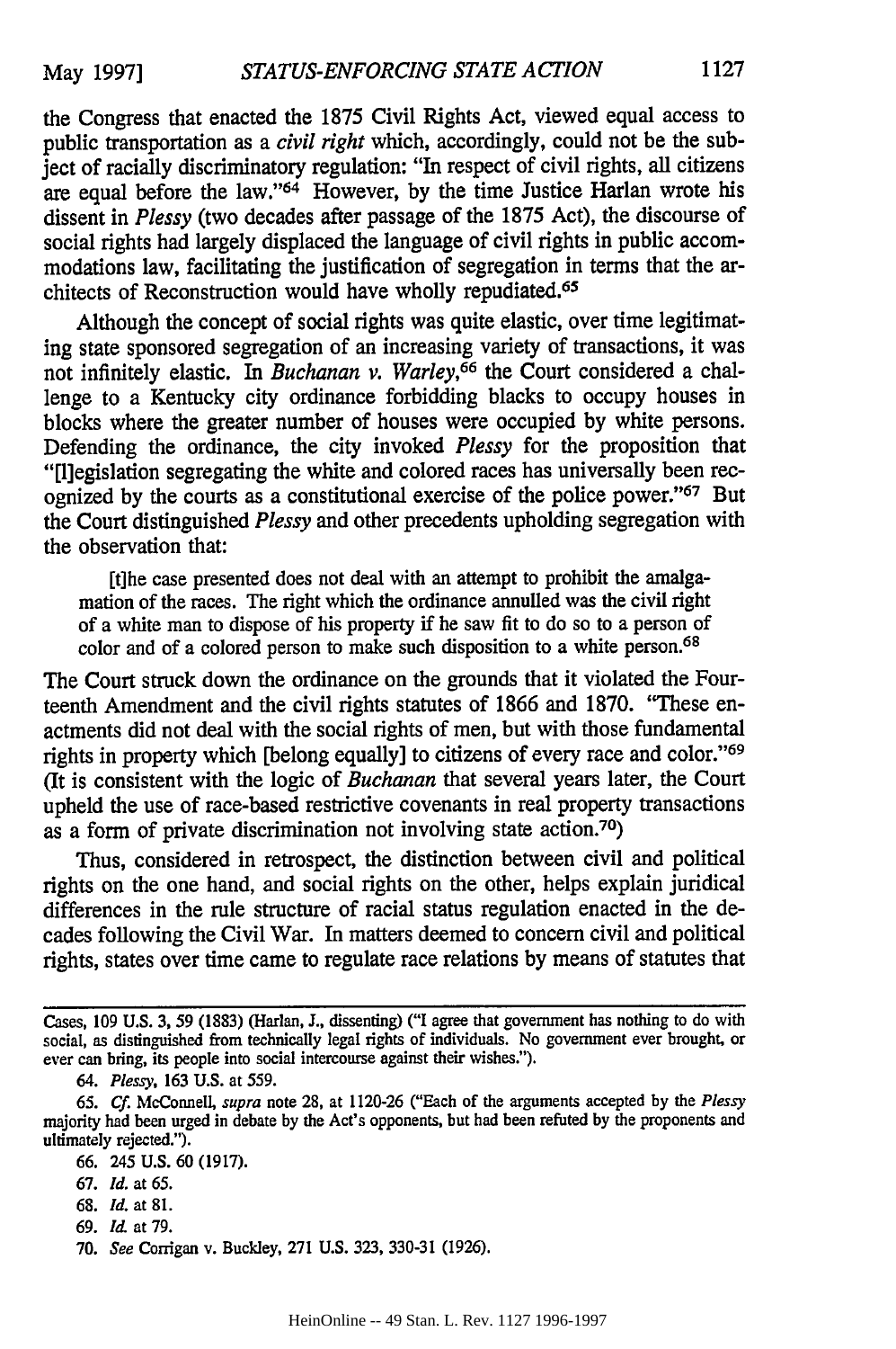the Congress that enacted the 1875 Civil Rights Act, viewed equal access to public transportation as a *civil right* which, accordingly, could not be the subject of racially discriminatory regulation: "In respect of civil rights, all citizens are equal before the law."[64] However, by the time Justice Harlan wrote his dissent in *Plessy* (two decades after passage of the 1875 Act), the discourse of social rights had largely displaced the language of civil rights in public accommodations law, facilitating the justification of segregation in terms that the architects of Reconstruction would have wholly repudiated.[65]

Although the concept of social rights was quite elastic, over time legitimating state sponsored segregation of an increasing variety of transactions, it was not infinitely elastic. In *Buchanan v. Warley*,[66] the Court considered a challenge to a Kentucky city ordinance forbidding blacks to occupy houses in blocks where the greater number of houses were occupied by white persons. Defending the ordinance, the city invoked *Plessy* for the proposition that "[l]egislation segregating the white and colored races has universally been recognized by the courts as a constitutional exercise of the police power."[67] But the Court distinguished *Plessy* and other precedents upholding segregation with the observation that:

> [t]he case presented does not deal with an attempt to prohibit the amalgamation of the races. The right which the ordinance annulled was the civil right of a white man to dispose of his property if he saw fit to do so to a person of color and of a colored person to make such disposition to a white person.[68]

The Court struck down the ordinance on the grounds that it violated the Fourteenth Amendment and the civil rights statutes of 1866 and 1870. "These enactments did not deal with the social rights of men, but with those fundamental rights in property which [belong equally] to citizens of every race and color."[69] (It is consistent with the logic of *Buchanan* that several years later, the Court upheld the use of race-based restrictive covenants in real property transactions as a form of private discrimination not involving state action.[70])

Thus, considered in retrospect, the distinction between civil and political rights on the one hand, and social rights on the other, helps explain juridical differences in the rule structure of racial status regulation enacted in the decades following the Civil War. In matters deemed to concern civil and political rights, states over time came to regulate race relations by means of statutes that

---

Cases, 109 U.S. 3, 59 (1883) (Harlan, J., dissenting) ("I agree that government has nothing to do with social, as distinguished from technically legal rights of individuals. No government ever brought, or ever can bring, its people into social intercourse against their wishes.").

64. *Plessy*, 163 U.S. at 559.

65. *Cf.* McConnell, *supra* note 28, at 1120-26 ("Each of the arguments accepted by the *Plessy* majority had been urged in debate by the Act's opponents, but had been refuted by the proponents and ultimately rejected.").

66. 245 U.S. 60 (1917).

67. *Id.* at 65.

68. *Id.* at 81.

69. *Id.* at 79.

70. *See* Corrigan v. Buckley, 271 U.S. 323, 330-31 (1926).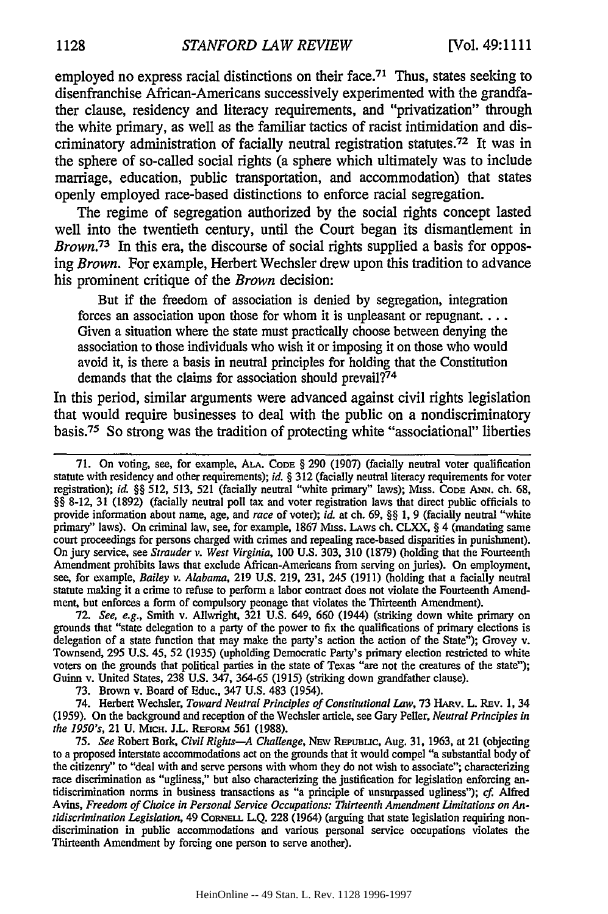employed no express racial distinctions on their face.[71] Thus, states seeking to disenfranchise African-Americans successively experimented with the grandfather clause, residency and literacy requirements, and "privatization" through the white primary, as well as the familiar tactics of racist intimidation and discriminatory administration of facially neutral registration statutes.[72] It was in the sphere of so-called social rights (a sphere which ultimately was to include marriage, education, public transportation, and accommodation) that states openly employed race-based distinctions to enforce racial segregation.

The regime of segregation authorized by the social rights concept lasted well into the twentieth century, until the Court began its dismantlement in *Brown*.[73] In this era, the discourse of social rights supplied a basis for opposing *Brown*. For example, Herbert Wechsler drew upon this tradition to advance his prominent critique of the *Brown* decision:

> But if the freedom of association is denied by segregation, integration forces an association upon those for whom it is unpleasant or repugnant. . . . Given a situation where the state must practically choose between denying the association to those individuals who wish it or imposing it on those who would avoid it, is there a basis in neutral principles for holding that the Constitution demands that the claims for association should prevail?[74]

In this period, similar arguments were advanced against civil rights legislation that would require businesses to deal with the public on a nondiscriminatory basis.[75] So strong was the tradition of protecting white "associational" liberties

---

71. On voting, see, for example, ALA. CODE § 290 (1907) (facially neutral voter qualification statute with residency and other requirements); *id.* § 312 (facially neutral literacy requirements for voter registration); *id.* §§ 512, 513, 521 (facially neutral "white primary" laws); MISS. CODE ANN. ch. 68, §§ 8-12, 31 (1892) (facially neutral poll tax and voter registration laws that direct public officials to provide information about name, age, and *race* of voter); *id.* at ch. 69, §§ 1, 9 (facially neutral "white primary" laws). On criminal law, see, for example, 1867 MISS. LAWS ch. CLXX, § 4 (mandating same court proceedings for persons charged with crimes and repealing race-based disparities in punishment). On jury service, see *Strauder v. West Virginia*, 100 U.S. 303, 310 (1879) (holding that the Fourteenth Amendment prohibits laws that exclude African-Americans from serving on juries). On employment, see, for example, *Bailey v. Alabama*, 219 U.S. 219, 231, 245 (1911) (holding that a facially neutral statute making it a crime to refuse to perform a labor contract does not violate the Fourteenth Amendment, but enforces a form of compulsory peonage that violates the Thirteenth Amendment).

72. *See, e.g.*, Smith v. Allwright, 321 U.S. 649, 660 (1944) (striking down white primary on grounds that "state delegation to a party of the power to fix the qualifications of primary elections is delegation of a state function that may make the party's action the action of the State"); Grovey v. Townsend, 295 U.S. 45, 52 (1935) (upholding Democratic Party's primary election restricted to white voters on the grounds that political parties in the state of Texas "are not the creatures of the state"); Guinn v. United States, 238 U.S. 347, 364-65 (1915) (striking down grandfather clause).

73. Brown v. Board of Educ., 347 U.S. 483 (1954).

74. Herbert Wechsler, *Toward Neutral Principles of Constitutional Law*, 73 HARV. L. REV. 1, 34 (1959). On the background and reception of the Wechsler article, see Gary Peller, *Neutral Principles in the 1950's*, 21 U. MICH. J.L. REFORM 561 (1988).

75. *See* Robert Bork, *Civil Rights—A Challenge*, NEW REPUBLIC, Aug. 31, 1963, at 21 (objecting to a proposed interstate accommodations act on the grounds that it would compel "a substantial body of the citizenry" to "deal with and serve persons with whom they do not wish to associate"; characterizing race discrimination as "ugliness," but also characterizing the justification for legislation enforcing antidiscrimination norms in business transactions as "a principle of unsurpassed ugliness"); *cf.* Alfred Avins, *Freedom of Choice in Personal Service Occupations: Thirteenth Amendment Limitations on Antidiscrimination Legislation*, 49 CORNELL L.Q. 228 (1964) (arguing that state legislation requiring nondiscrimination in public accommodations and various personal service occupations violates the Thirteenth Amendment by forcing one person to serve another).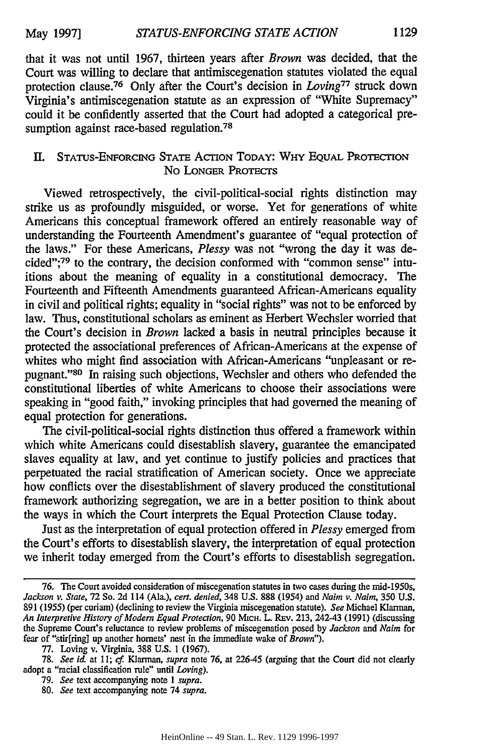that it was not until 1967, thirteen years after *Brown* was decided, that the Court was willing to declare that antimiscegenation statutes violated the equal protection clause.[76] Only after the Court's decision in *Loving*[77] struck down Virginia's antimiscegenation statute as an expression of "White Supremacy" could it be confidently asserted that the Court had adopted a categorical presumption against race-based regulation.[78]

## II. Status-Enforcing State Action Today: Why Equal Protection No Longer Protects

Viewed retrospectively, the civil-political-social rights distinction may strike us as profoundly misguided, or worse. Yet for generations of white Americans this conceptual framework offered an entirely reasonable way of understanding the Fourteenth Amendment's guarantee of "equal protection of the laws." For these Americans, *Plessy* was not "wrong the day it was decided";[79] to the contrary, the decision conformed with "common sense" intuitions about the meaning of equality in a constitutional democracy. The Fourteenth and Fifteenth Amendments guaranteed African-Americans equality in civil and political rights; equality in "social rights" was not to be enforced by law. Thus, constitutional scholars as eminent as Herbert Wechsler worried that the Court's decision in *Brown* lacked a basis in neutral principles because it protected the associational preferences of African-Americans at the expense of whites who might find association with African-Americans "unpleasant or repugnant."[80] In raising such objections, Wechsler and others who defended the constitutional liberties of white Americans to choose their associations were speaking in "good faith," invoking principles that had governed the meaning of equal protection for generations.

The civil-political-social rights distinction thus offered a framework within which white Americans could disestablish slavery, guarantee the emancipated slaves equality at law, and yet continue to justify policies and practices that perpetuated the racial stratification of American society. Once we appreciate how conflicts over the disestablishment of slavery produced the constitutional framework authorizing segregation, we are in a better position to think about the ways in which the Court interprets the Equal Protection Clause today.

Just as the interpretation of equal protection offered in *Plessy* emerged from the Court's efforts to disestablish slavery, the interpretation of equal protection we inherit today emerged from the Court's efforts to disestablish segregation.

---

76. The Court avoided consideration of miscegenation statutes in two cases during the mid-1950s, *Jackson v. State*, 72 So. 2d 114 (Ala.), *cert. denied*, 348 U.S. 888 (1954) and *Naim v. Naim*, 350 U.S. 891 (1955) (per curiam) (declining to review the Virginia miscegenation statute). *See* Michael Klarman, *An Interpretive History of Modern Equal Protection*, 90 Mich. L. Rev. 213, 242-43 (1991) (discussing the Supreme Court's reluctance to review problems of miscegenation posed by *Jackson* and *Naim* for fear of "stir[ring] up another hornets' nest in the immediate wake of *Brown*").

77. Loving v. Virginia, 388 U.S. 1 (1967).

78. *See id.* at 11; *cf.* Klarman, *supra* note 76, at 226-45 (arguing that the Court did not clearly adopt a "racial classification rule" until *Loving*).

79. *See* text accompanying note 1 *supra*.

80. *See* text accompanying note 74 *supra*.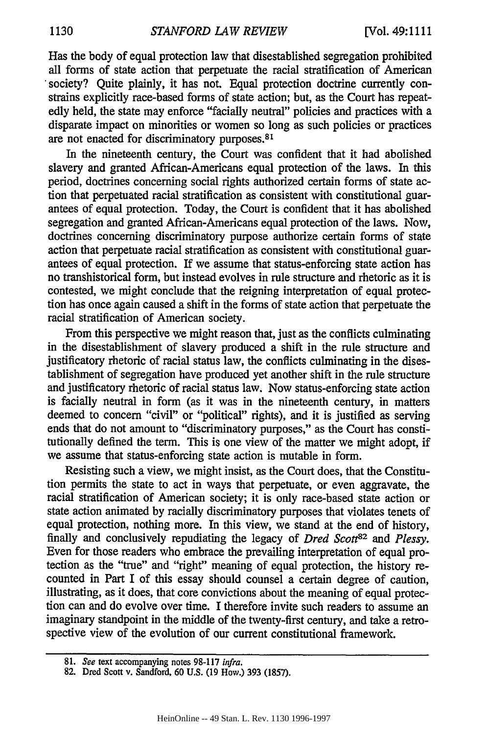Has the body of equal protection law that disestablished segregation prohibited all forms of state action that perpetuate the racial stratification of American society? Quite plainly, it has not. Equal protection doctrine currently constrains explicitly race-based forms of state action; but, as the Court has repeatedly held, the state may enforce "facially neutral" policies and practices with a disparate impact on minorities or women so long as such policies or practices are not enacted for discriminatory purposes.[81]

In the nineteenth century, the Court was confident that it had abolished slavery and granted African-Americans equal protection of the laws. In this period, doctrines concerning social rights authorized certain forms of state action that perpetuated racial stratification as consistent with constitutional guarantees of equal protection. Today, the Court is confident that it has abolished segregation and granted African-Americans equal protection of the laws. Now, doctrines concerning discriminatory purpose authorize certain forms of state action that perpetuate racial stratification as consistent with constitutional guarantees of equal protection. If we assume that status-enforcing state action has no transhistorical form, but instead evolves in rule structure and rhetoric as it is contested, we might conclude that the reigning interpretation of equal protection has once again caused a shift in the forms of state action that perpetuate the racial stratification of American society.

From this perspective we might reason that, just as the conflicts culminating in the disestablishment of slavery produced a shift in the rule structure and justificatory rhetoric of racial status law, the conflicts culminating in the disestablishment of segregation have produced yet another shift in the rule structure and justificatory rhetoric of racial status law. Now status-enforcing state action is facially neutral in form (as it was in the nineteenth century, in matters deemed to concern "civil" or "political" rights), and it is justified as serving ends that do not amount to "discriminatory purposes," as the Court has constitutionally defined the term. This is one view of the matter we might adopt, if we assume that status-enforcing state action is mutable in form.

Resisting such a view, we might insist, as the Court does, that the Constitution permits the state to act in ways that perpetuate, or even aggravate, the racial stratification of American society; it is only race-based state action or state action animated by racially discriminatory purposes that violates tenets of equal protection, nothing more. In this view, we stand at the end of history, finally and conclusively repudiating the legacy of *Dred Scott*[82] and *Plessy*. Even for those readers who embrace the prevailing interpretation of equal protection as the "true" and "right" meaning of equal protection, the history recounted in Part I of this essay should counsel a certain degree of caution, illustrating, as it does, that core convictions about the meaning of equal protection can and do evolve over time. I therefore invite such readers to assume an imaginary standpoint in the middle of the twenty-first century, and take a retrospective view of the evolution of our current constitutional framework.

---

81. *See* text accompanying notes 98-117 *infra*.

82. Dred Scott v. Sandford, 60 U.S. (19 How.) 393 (1857).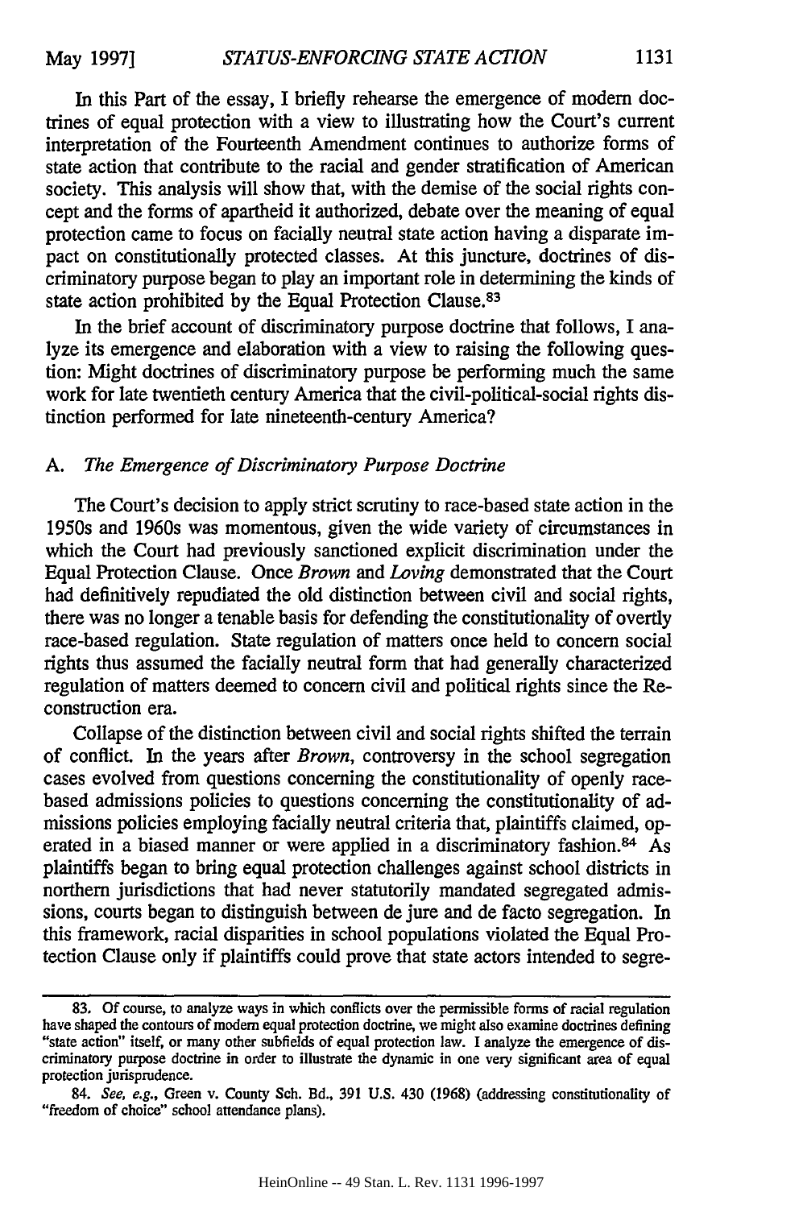In this Part of the essay, I briefly rehearse the emergence of modern doctrines of equal protection with a view to illustrating how the Court's current interpretation of the Fourteenth Amendment continues to authorize forms of state action that contribute to the racial and gender stratification of American society. This analysis will show that, with the demise of the social rights concept and the forms of apartheid it authorized, debate over the meaning of equal protection came to focus on facially neutral state action having a disparate impact on constitutionally protected classes. At this juncture, doctrines of discriminatory purpose began to play an important role in determining the kinds of state action prohibited by the Equal Protection Clause.[83]

In the brief account of discriminatory purpose doctrine that follows, I analyze its emergence and elaboration with a view to raising the following question: Might doctrines of discriminatory purpose be performing much the same work for late twentieth century America that the civil-political-social rights distinction performed for late nineteenth-century America?

### A. *The Emergence of Discriminatory Purpose Doctrine*

The Court's decision to apply strict scrutiny to race-based state action in the 1950s and 1960s was momentous, given the wide variety of circumstances in which the Court had previously sanctioned explicit discrimination under the Equal Protection Clause. Once *Brown* and *Loving* demonstrated that the Court had definitively repudiated the old distinction between civil and social rights, there was no longer a tenable basis for defending the constitutionality of overtly race-based regulation. State regulation of matters once held to concern social rights thus assumed the facially neutral form that had generally characterized regulation of matters deemed to concern civil and political rights since the Reconstruction era.

Collapse of the distinction between civil and social rights shifted the terrain of conflict. In the years after *Brown*, controversy in the school segregation cases evolved from questions concerning the constitutionality of openly race-based admissions policies to questions concerning the constitutionality of admissions policies employing facially neutral criteria that, plaintiffs claimed, operated in a biased manner or were applied in a discriminatory fashion.[84] As plaintiffs began to bring equal protection challenges against school districts in northern jurisdictions that had never statutorily mandated segregated admissions, courts began to distinguish between de jure and de facto segregation. In this framework, racial disparities in school populations violated the Equal Protection Clause only if plaintiffs could prove that state actors intended to segre-

---

83. Of course, to analyze ways in which conflicts over the permissible forms of racial regulation have shaped the contours of modern equal protection doctrine, we might also examine doctrines defining "state action" itself, or many other subfields of equal protection law. I analyze the emergence of discriminatory purpose doctrine in order to illustrate the dynamic in one very significant area of equal protection jurisprudence.

84. *See, e.g.*, Green v. County Sch. Bd., 391 U.S. 430 (1968) (addressing constitutionality of "freedom of choice" school attendance plans).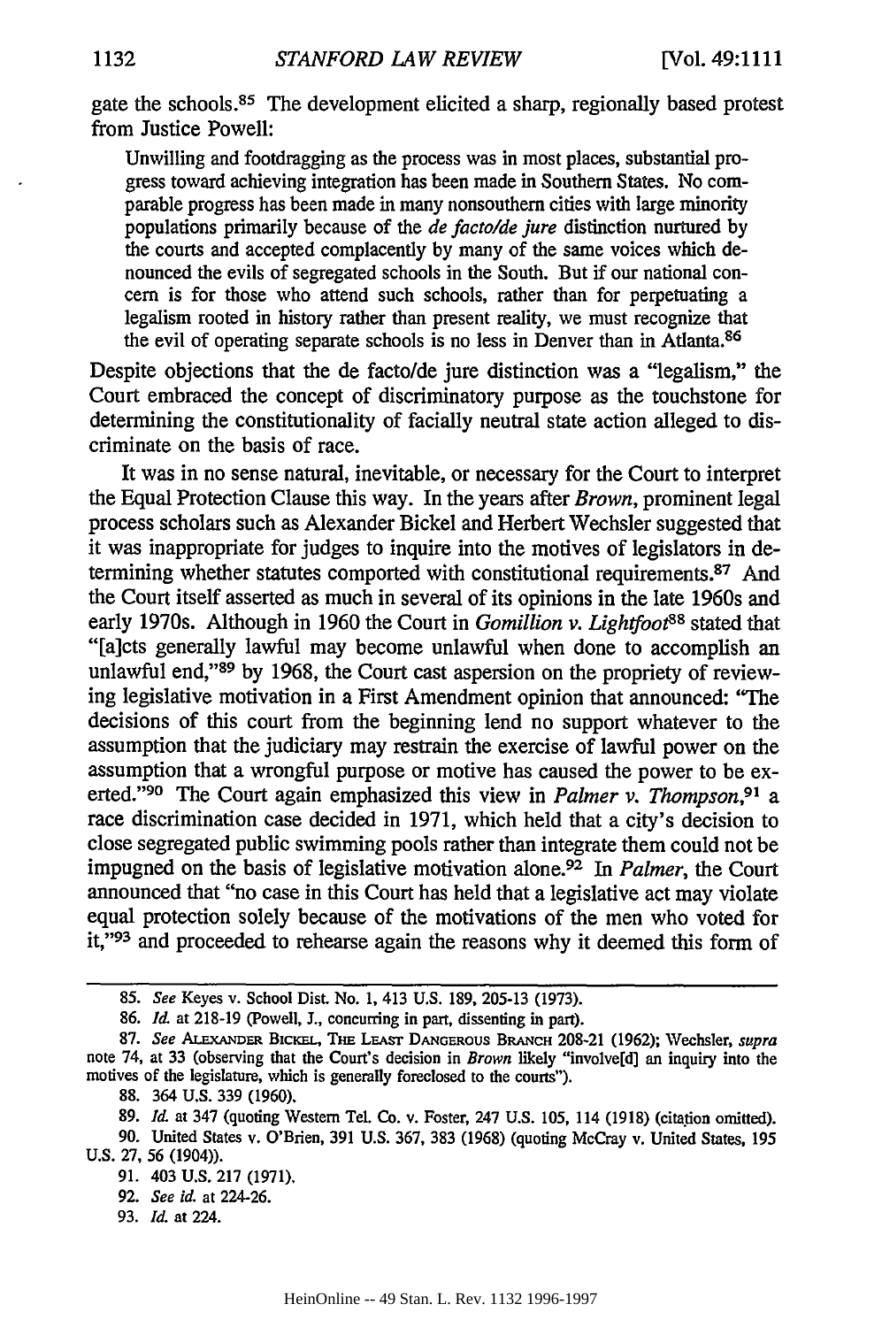gate the schools.[85] The development elicited a sharp, regionally based protest from Justice Powell:

> Unwilling and footdragging as the process was in most places, substantial progress toward achieving integration has been made in Southern States. No comparable progress has been made in many nonsouthern cities with large minority populations primarily because of the *de facto/de jure* distinction nurtured by the courts and accepted complacently by many of the same voices which denounced the evils of segregated schools in the South. But if our national concern is for those who attend such schools, rather than for perpetuating a legalism rooted in history rather than present reality, we must recognize that the evil of operating separate schools is no less in Denver than in Atlanta.[86]

Despite objections that the de facto/de jure distinction was a "legalism," the Court embraced the concept of discriminatory purpose as the touchstone for determining the constitutionality of facially neutral state action alleged to discriminate on the basis of race.

It was in no sense natural, inevitable, or necessary for the Court to interpret the Equal Protection Clause this way. In the years after *Brown*, prominent legal process scholars such as Alexander Bickel and Herbert Wechsler suggested that it was inappropriate for judges to inquire into the motives of legislators in determining whether statutes comported with constitutional requirements.[87] And the Court itself asserted as much in several of its opinions in the late 1960s and early 1970s. Although in 1960 the Court in *Gomillion v. Lightfoot*[88] stated that "[a]cts generally lawful may become unlawful when done to accomplish an unlawful end,"[89] by 1968, the Court cast aspersion on the propriety of reviewing legislative motivation in a First Amendment opinion that announced: "The decisions of this court from the beginning lend no support whatever to the assumption that the judiciary may restrain the exercise of lawful power on the assumption that a wrongful purpose or motive has caused the power to be exerted."[90] The Court again emphasized this view in *Palmer v. Thompson*,[91] a race discrimination case decided in 1971, which held that a city's decision to close segregated public swimming pools rather than integrate them could not be impugned on the basis of legislative motivation alone.[92] In *Palmer*, the Court announced that "no case in this Court has held that a legislative act may violate equal protection solely because of the motivations of the men who voted for it,"[93] and proceeded to rehearse again the reasons why it deemed this form of

---

85. *See* Keyes v. School Dist. No. 1, 413 U.S. 189, 205-13 (1973).

86. *Id.* at 218-19 (Powell, J., concurring in part, dissenting in part).

87. *See* ALEXANDER BICKEL, THE LEAST DANGEROUS BRANCH 208-21 (1962); Wechsler, *supra* note 74, at 33 (observing that the Court's decision in *Brown* likely "involve[d] an inquiry into the motives of the legislature, which is generally foreclosed to the courts").

88. 364 U.S. 339 (1960).

89. *Id.* at 347 (quoting Western Tel. Co. v. Foster, 247 U.S. 105, 114 (1918) (citation omitted).

90. United States v. O'Brien, 391 U.S. 367, 383 (1968) (quoting McCray v. United States, 195 U.S. 27, 56 (1904)).

91. 403 U.S. 217 (1971).

92. *See id.* at 224-26.

93. *Id.* at 224.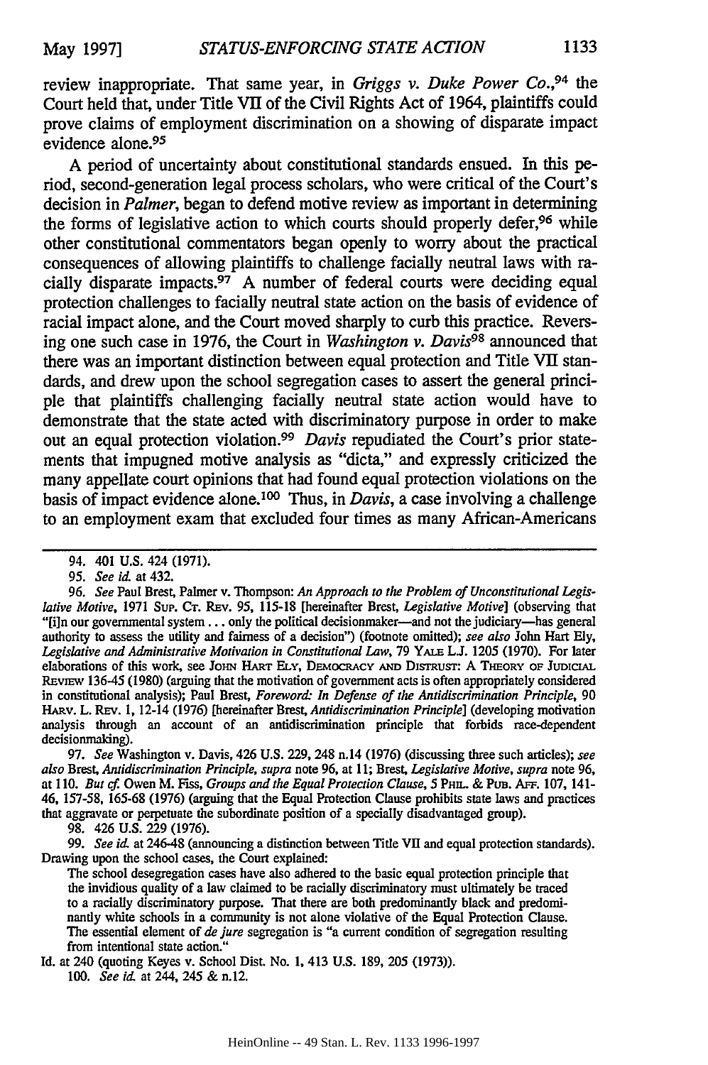review inappropriate. That same year, in *Griggs v. Duke Power Co.*,[94] the Court held that, under Title VII of the Civil Rights Act of 1964, plaintiffs could prove claims of employment discrimination on a showing of disparate impact evidence alone.[95]

A period of uncertainty about constitutional standards ensued. In this period, second-generation legal process scholars, who were critical of the Court's decision in *Palmer*, began to defend motive review as important in determining the forms of legislative action to which courts should properly defer,[96] while other constitutional commentators began openly to worry about the practical consequences of allowing plaintiffs to challenge facially neutral laws with racially disparate impacts.[97] A number of federal courts were deciding equal protection challenges to facially neutral state action on the basis of evidence of racial impact alone, and the Court moved sharply to curb this practice. Reversing one such case in 1976, the Court in *Washington v. Davis*[98] announced that there was an important distinction between equal protection and Title VII standards, and drew upon the school segregation cases to assert the general principle that plaintiffs challenging facially neutral state action would have to demonstrate that the state acted with discriminatory purpose in order to make out an equal protection violation.[99] *Davis* repudiated the Court's prior statements that impugned motive analysis as "dicta," and expressly criticized the many appellate court opinions that had found equal protection violations on the basis of impact evidence alone.[100] Thus, in *Davis*, a case involving a challenge to an employment exam that excluded four times as many African-Americans

---

94. 401 U.S. 424 (1971).

95. *See id.* at 432.

96. *See* Paul Brest, Palmer v. Thompson: *An Approach to the Problem of Unconstitutional Legislative Motive*, 1971 SUP. CT. REV. 95, 115-18 [hereinafter Brest, *Legislative Motive*] (observing that "[i]n our governmental system . . . only the political decisionmaker—and not the judiciary—has general authority to assess the utility and fairness of a decision") (footnote omitted); *see also* John Hart Ely, *Legislative and Administrative Motivation in Constitutional Law*, 79 YALE L.J. 1205 (1970). For later elaborations of this work, see JOHN HART ELY, DEMOCRACY AND DISTRUST: A THEORY OF JUDICIAL REVIEW 136-45 (1980) (arguing that the motivation of government acts is often appropriately considered in constitutional analysis); Paul Brest, *Foreword: In Defense of the Antidiscrimination Principle*, 90 HARV. L. REV. 1, 12-14 (1976) [hereinafter Brest, *Antidiscrimination Principle*] (developing motivation analysis through an account of an antidiscrimination principle that forbids race-dependent decisionmaking).

97. *See* Washington v. Davis, 426 U.S. 229, 248 n.14 (1976) (discussing three such articles); *see also* Brest, *Antidiscrimination Principle*, *supra* note 96, at 11; Brest, *Legislative Motive*, *supra* note 96, at 110. *But cf.* Owen M. Fiss, *Groups and the Equal Protection Clause*, 5 PHIL. & PUB. AFF. 107, 141-46, 157-58, 165-68 (1976) (arguing that the Equal Protection Clause prohibits state laws and practices that aggravate or perpetuate the subordinate position of a specially disadvantaged group).

98. 426 U.S. 229 (1976).

99. *See id.* at 246-48 (announcing a distinction between Title VII and equal protection standards). Drawing upon the school cases, the Court explained:

> The school desegregation cases have also adhered to the basic equal protection principle that the invidious quality of a law claimed to be racially discriminatory must ultimately be traced to a racially discriminatory purpose. That there are both predominantly black and predominantly white schools in a community is not alone violative of the Equal Protection Clause. The essential element of *de jure* segregation is "a current condition of segregation resulting from intentional state action."

Id. at 240 (quoting Keyes v. School Dist. No. 1, 413 U.S. 189, 205 (1973)).

100. *See id.* at 244, 245 & n.12.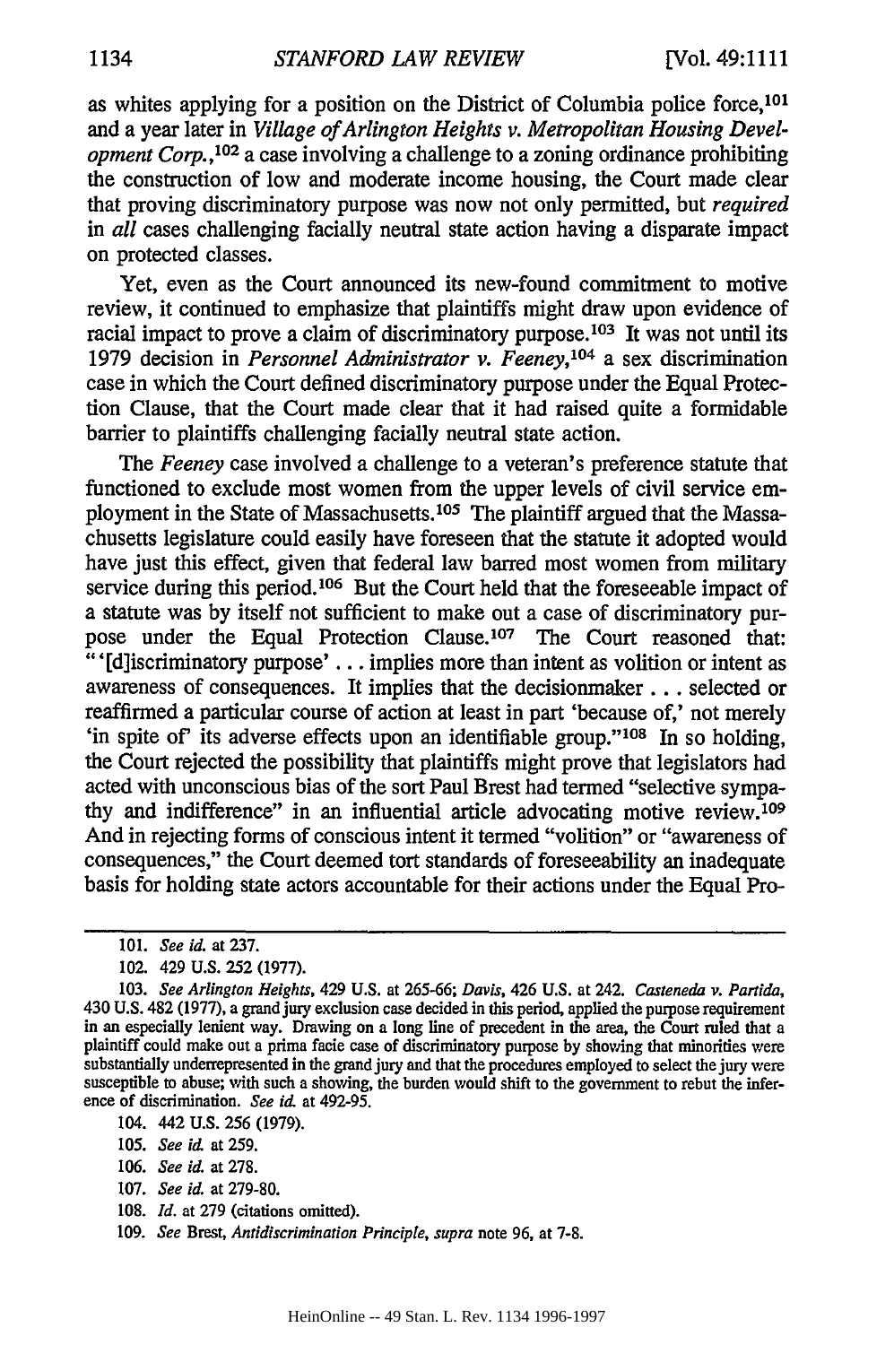as whites applying for a position on the District of Columbia police force,[101] and a year later in *Village of Arlington Heights v. Metropolitan Housing Development Corp.*,[102] a case involving a challenge to a zoning ordinance prohibiting the construction of low and moderate income housing, the Court made clear that proving discriminatory purpose was now not only permitted, but *required* in *all* cases challenging facially neutral state action having a disparate impact on protected classes.

Yet, even as the Court announced its new-found commitment to motive review, it continued to emphasize that plaintiffs might draw upon evidence of racial impact to prove a claim of discriminatory purpose.[103] It was not until its 1979 decision in *Personnel Administrator v. Feeney*,[104] a sex discrimination case in which the Court defined discriminatory purpose under the Equal Protection Clause, that the Court made clear that it had raised quite a formidable barrier to plaintiffs challenging facially neutral state action.

The *Feeney* case involved a challenge to a veteran's preference statute that functioned to exclude most women from the upper levels of civil service employment in the State of Massachusetts.[105] The plaintiff argued that the Massachusetts legislature could easily have foreseen that the statute it adopted would have just this effect, given that federal law barred most women from military service during this period.[106] But the Court held that the foreseeable impact of a statute was by itself not sufficient to make out a case of discriminatory purpose under the Equal Protection Clause.[107] The Court reasoned that: "'[d]iscriminatory purpose' . . . implies more than intent as volition or intent as awareness of consequences. It implies that the decisionmaker . . . selected or reaffirmed a particular course of action at least in part 'because of,' not merely 'in spite of' its adverse effects upon an identifiable group."[108] In so holding, the Court rejected the possibility that plaintiffs might prove that legislators had acted with unconscious bias of the sort Paul Brest had termed "selective sympathy and indifference" in an influential article advocating motive review.[109] And in rejecting forms of conscious intent it termed "volition" or "awareness of consequences," the Court deemed tort standards of foreseeability an inadequate basis for holding state actors accountable for their actions under the Equal Pro-

---

101. *See id.* at 237.

102. 429 U.S. 252 (1977).

103. *See Arlington Heights*, 429 U.S. at 265-66; *Davis*, 426 U.S. at 242. *Casteneda v. Partida*, 430 U.S. 482 (1977), a grand jury exclusion case decided in this period, applied the purpose requirement in an especially lenient way. Drawing on a long line of precedent in the area, the Court ruled that a plaintiff could make out a prima facie case of discriminatory purpose by showing that minorities were substantially underrepresented in the grand jury and that the procedures employed to select the jury were susceptible to abuse; with such a showing, the burden would shift to the government to rebut the inference of discrimination. *See id.* at 492-95.

104. 442 U.S. 256 (1979).

105. *See id.* at 259.

106. *See id.* at 278.

107. *See id.* at 279-80.

108. *Id.* at 279 (citations omitted).

109. *See* Brest, *Antidiscrimination Principle*, *supra* note 96, at 7-8.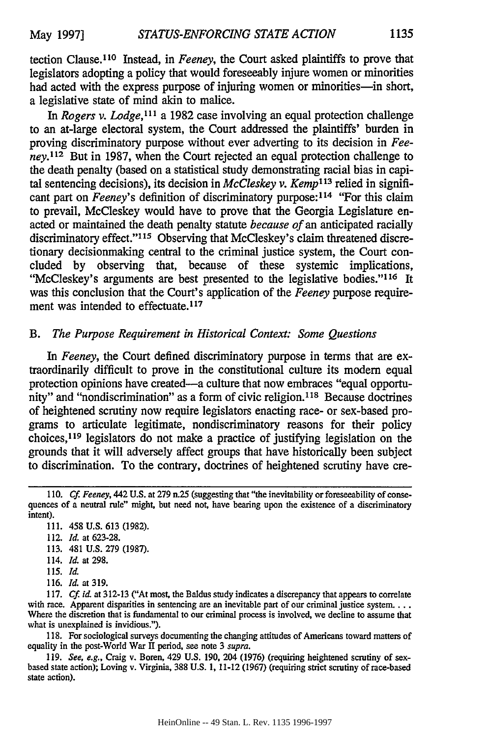tection Clause.[110] Instead, in *Feeney*, the Court asked plaintiffs to prove that legislators adopting a policy that would foreseeably injure women or minorities had acted with the express purpose of injuring women or minorities—in short, a legislative state of mind akin to malice.

In *Rogers v. Lodge*,[111] a 1982 case involving an equal protection challenge to an at-large electoral system, the Court addressed the plaintiffs' burden in proving discriminatory purpose without ever adverting to its decision in *Feeney*.[112] But in 1987, when the Court rejected an equal protection challenge to the death penalty (based on a statistical study demonstrating racial bias in capital sentencing decisions), its decision in *McCleskey v. Kemp*[113] relied in significant part on *Feeney*'s definition of discriminatory purpose:[114] "For this claim to prevail, McCleskey would have to prove that the Georgia Legislature enacted or maintained the death penalty statute *because of* an anticipated racially discriminatory effect."[115] Observing that McCleskey's claim threatened discretionary decisionmaking central to the criminal justice system, the Court concluded by observing that, because of these systemic implications, "McCleskey's arguments are best presented to the legislative bodies."[116] It was this conclusion that the Court's application of the *Feeney* purpose requirement was intended to effectuate.[117]

## B. *The Purpose Requirement in Historical Context: Some Questions*

In *Feeney*, the Court defined discriminatory purpose in terms that are extraordinarily difficult to prove in the constitutional culture its modern equal protection opinions have created—a culture that now embraces "equal opportunity" and "nondiscrimination" as a form of civic religion.[118] Because doctrines of heightened scrutiny now require legislators enacting race- or sex-based programs to articulate legitimate, nondiscriminatory reasons for their policy choices,[119] legislators do not make a practice of justifying legislation on the grounds that it will adversely affect groups that have historically been subject to discrimination. To the contrary, doctrines of heightened scrutiny have cre-

---

110. *Cf. Feeney*, 442 U.S. at 279 n.25 (suggesting that "the inevitability or foreseeability of consequences of a neutral rule" might, but need not, have bearing upon the existence of a discriminatory intent).

111. 458 U.S. 613 (1982).

112. *Id.* at 623-28.

113. 481 U.S. 279 (1987).

114. *Id.* at 298.

115. *Id.*

116. *Id.* at 319.

117. *Cf. id.* at 312-13 ("At most, the Baldus study indicates a discrepancy that appears to correlate with race. Apparent disparities in sentencing are an inevitable part of our criminal justice system. . . . Where the discretion that is fundamental to our criminal process is involved, we decline to assume that what is unexplained is invidious.").

118. For sociological surveys documenting the changing attitudes of Americans toward matters of equality in the post-World War II period, see note 3 *supra*.

119. *See, e.g.*, Craig v. Boren, 429 U.S. 190, 204 (1976) (requiring heightened scrutiny of sex-based state action); Loving v. Virginia, 388 U.S. 1, 11-12 (1967) (requiring strict scrutiny of race-based state action).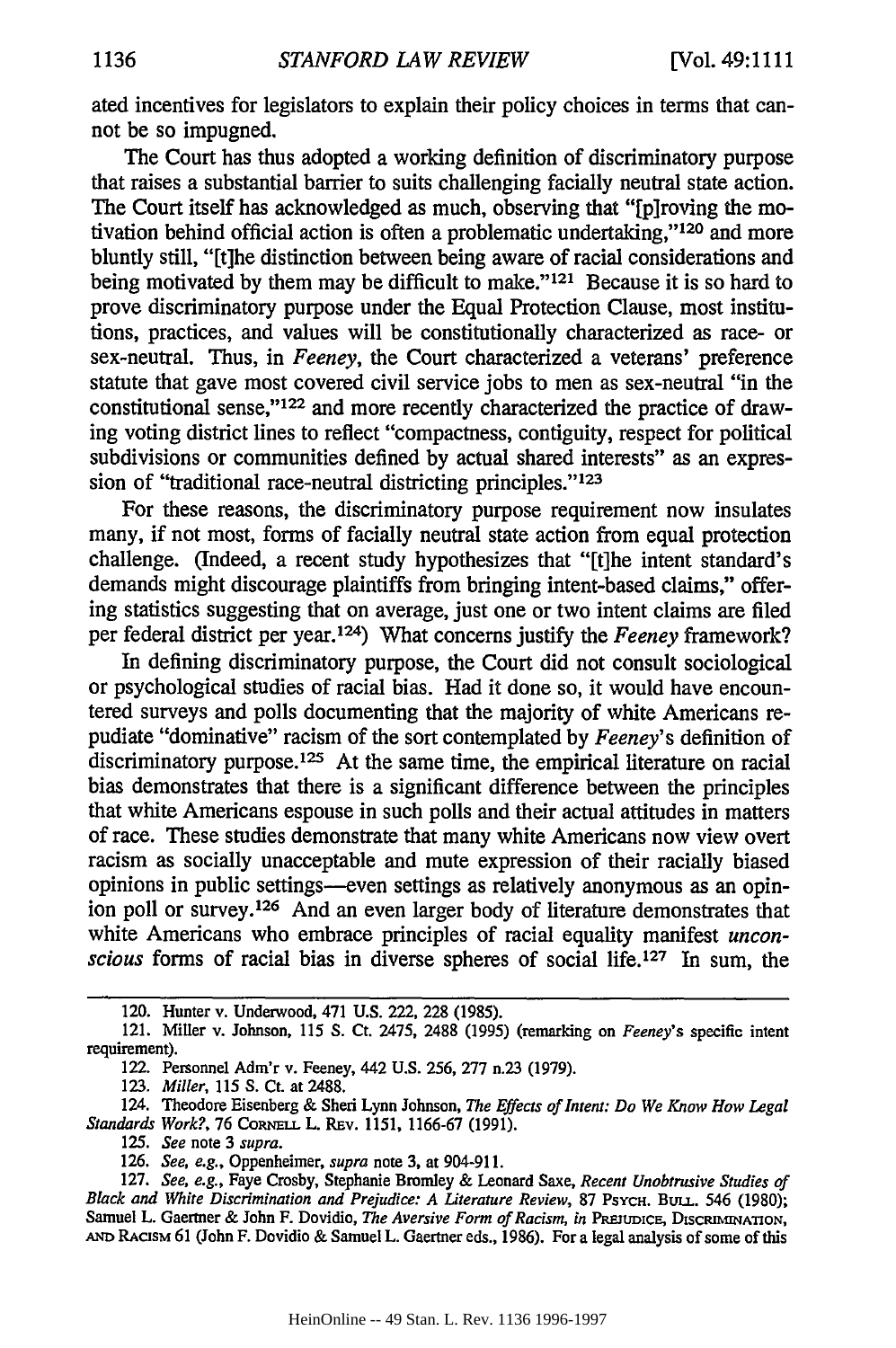ated incentives for legislators to explain their policy choices in terms that cannot be so impugned.

The Court has thus adopted a working definition of discriminatory purpose that raises a substantial barrier to suits challenging facially neutral state action. The Court itself has acknowledged as much, observing that "[p]roving the motivation behind official action is often a problematic undertaking,"[120] and more bluntly still, "[t]he distinction between being aware of racial considerations and being motivated by them may be difficult to make."[121] Because it is so hard to prove discriminatory purpose under the Equal Protection Clause, most institutions, practices, and values will be constitutionally characterized as race- or sex-neutral. Thus, in *Feeney*, the Court characterized a veterans' preference statute that gave most covered civil service jobs to men as sex-neutral "in the constitutional sense,"[122] and more recently characterized the practice of drawing voting district lines to reflect "compactness, contiguity, respect for political subdivisions or communities defined by actual shared interests" as an expression of "traditional race-neutral districting principles."[123]

For these reasons, the discriminatory purpose requirement now insulates many, if not most, forms of facially neutral state action from equal protection challenge. (Indeed, a recent study hypothesizes that "[t]he intent standard's demands might discourage plaintiffs from bringing intent-based claims," offering statistics suggesting that on average, just one or two intent claims are filed per federal district per year.[124]) What concerns justify the *Feeney* framework?

In defining discriminatory purpose, the Court did not consult sociological or psychological studies of racial bias. Had it done so, it would have encountered surveys and polls documenting that the majority of white Americans repudiate "dominative" racism of the sort contemplated by *Feeney*'s definition of discriminatory purpose.[125] At the same time, the empirical literature on racial bias demonstrates that there is a significant difference between the principles that white Americans espouse in such polls and their actual attitudes in matters of race. These studies demonstrate that many white Americans now view overt racism as socially unacceptable and mute expression of their racially biased opinions in public settings—even settings as relatively anonymous as an opinion poll or survey.[126] And an even larger body of literature demonstrates that white Americans who embrace principles of racial equality manifest *unconscious* forms of racial bias in diverse spheres of social life.[127] In sum, the

120. Hunter v. Underwood, 471 U.S. 222, 228 (1985).

121. Miller v. Johnson, 115 S. Ct. 2475, 2488 (1995) (remarking on *Feeney*'s specific intent requirement).

122. Personnel Adm'r v. Feeney, 442 U.S. 256, 277 n.23 (1979).

123. *Miller*, 115 S. Ct. at 2488.

124. Theodore Eisenberg & Sheri Lynn Johnson, *The Effects of Intent: Do We Know How Legal Standards Work?*, 76 CORNELL L. REV. 1151, 1166-67 (1991).

125. *See* note 3 *supra*.

126. *See, e.g.*, Oppenheimer, *supra* note 3, at 904-911.

127. *See, e.g.*, Faye Crosby, Stephanie Bromley & Leonard Saxe, *Recent Unobtrusive Studies of Black and White Discrimination and Prejudice: A Literature Review*, 87 PSYCH. BULL. 546 (1980); Samuel L. Gaertner & John F. Dovidio, *The Aversive Form of Racism*, *in* PREJUDICE, DISCRIMINATION, AND RACISM 61 (John F. Dovidio & Samuel L. Gaertner eds., 1986). For a legal analysis of some of this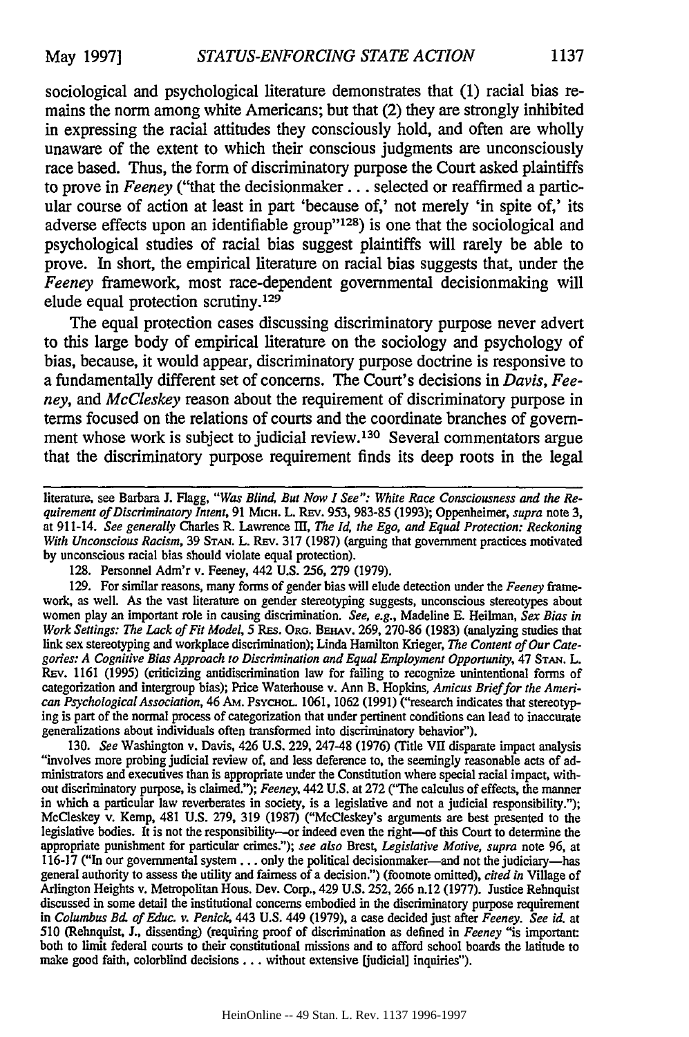sociological and psychological literature demonstrates that (1) racial bias remains the norm among white Americans; but that (2) they are strongly inhibited in expressing the racial attitudes they consciously hold, and often are wholly unaware of the extent to which their conscious judgments are unconsciously race based. Thus, the form of discriminatory purpose the Court asked plaintiffs to prove in *Feeney* ("that the decisionmaker . . . selected or reaffirmed a particular course of action at least in part 'because of,' not merely 'in spite of,' its adverse effects upon an identifiable group"[128]) is one that the sociological and psychological studies of racial bias suggest plaintiffs will rarely be able to prove. In short, the empirical literature on racial bias suggests that, under the *Feeney* framework, most race-dependent governmental decisionmaking will elude equal protection scrutiny.[129]

The equal protection cases discussing discriminatory purpose never advert to this large body of empirical literature on the sociology and psychology of bias, because, it would appear, discriminatory purpose doctrine is responsive to a fundamentally different set of concerns. The Court's decisions in *Davis*, *Feeney*, and *McCleskey* reason about the requirement of discriminatory purpose in terms focused on the relations of courts and the coordinate branches of government whose work is subject to judicial review.[130] Several commentators argue that the discriminatory purpose requirement finds its deep roots in the legal

---

literature, see Barbara J. Flagg, *"Was Blind, But Now I See": White Race Consciousness and the Requirement of Discriminatory Intent*, 91 Mich. L. Rev. 953, 983-85 (1993); Oppenheimer, *supra* note 3, at 911-14. *See generally* Charles R. Lawrence III, *The Id, the Ego, and Equal Protection: Reckoning With Unconscious Racism*, 39 Stan. L. Rev. 317 (1987) (arguing that government practices motivated by unconscious racial bias should violate equal protection).

128. Personnel Adm'r v. Feeney, 442 U.S. 256, 279 (1979).

129. For similar reasons, many forms of gender bias will elude detection under the *Feeney* framework, as well. As the vast literature on gender stereotyping suggests, unconscious stereotypes about women play an important role in causing discrimination. *See, e.g.*, Madeline E. Heilman, *Sex Bias in Work Settings: The Lack of Fit Model*, 5 Res. Org. Behav. 269, 270-86 (1983) (analyzing studies that link sex stereotyping and workplace discrimination); Linda Hamilton Krieger, *The Content of Our Categories: A Cognitive Bias Approach to Discrimination and Equal Employment Opportunity*, 47 Stan. L. Rev. 1161 (1995) (criticizing antidiscrimination law for failing to recognize unintentional forms of categorization and intergroup bias); Price Waterhouse v. Ann B. Hopkins, *Amicus Brief for the American Psychological Association*, 46 Am. Psychol. 1061, 1062 (1991) ("research indicates that stereotyping is part of the normal process of categorization that under pertinent conditions can lead to inaccurate generalizations about individuals often transformed into discriminatory behavior").

130. *See* Washington v. Davis, 426 U.S. 229, 247-48 (1976) (Title VII disparate impact analysis "involves more probing judicial review of, and less deference to, the seemingly reasonable acts of administrators and executives than is appropriate under the Constitution where special racial impact, without discriminatory purpose, is claimed."); *Feeney*, 442 U.S. at 272 ("The calculus of effects, the manner in which a particular law reverberates in society, is a legislative and not a judicial responsibility."); McCleskey v. Kemp, 481 U.S. 279, 319 (1987) ("McCleskey's arguments are best presented to the legislative bodies. It is not the responsibility—or indeed even the right—of this Court to determine the appropriate punishment for particular crimes."); *see also* Brest, *Legislative Motive*, *supra* note 96, at 116-17 ("In our governmental system . . . only the political decisionmaker—and not the judiciary—has general authority to assess the utility and fairness of a decision.") (footnote omitted), *cited in* Village of Arlington Heights v. Metropolitan Hous. Dev. Corp., 429 U.S. 252, 266 n.12 (1977). Justice Rehnquist discussed in some detail the institutional concerns embodied in the discriminatory purpose requirement in *Columbus Bd. of Educ. v. Penick*, 443 U.S. 449 (1979), a case decided just after *Feeney*. *See id.* at 510 (Rehnquist, J., dissenting) (requiring proof of discrimination as defined in *Feeney* "is important: both to limit federal courts to their constitutional missions and to afford school boards the latitude to make good faith, colorblind decisions . . . without extensive [judicial] inquiries").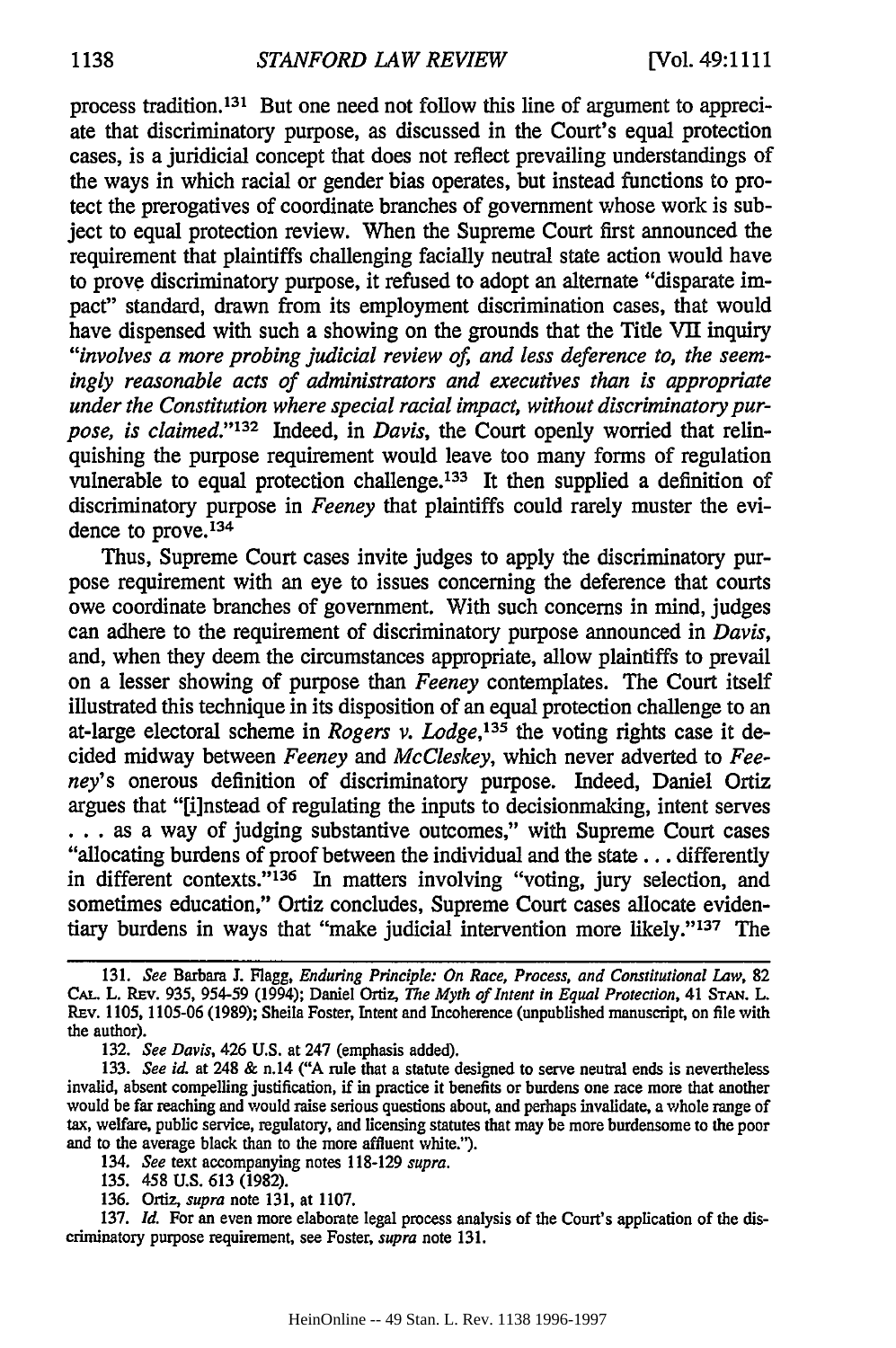process tradition.[131] But one need not follow this line of argument to appreciate that discriminatory purpose, as discussed in the Court's equal protection cases, is a juridicial concept that does not reflect prevailing understandings of the ways in which racial or gender bias operates, but instead functions to protect the prerogatives of coordinate branches of government whose work is subject to equal protection review. When the Supreme Court first announced the requirement that plaintiffs challenging facially neutral state action would have to prove discriminatory purpose, it refused to adopt an alternate "disparate impact" standard, drawn from its employment discrimination cases, that would have dispensed with such a showing on the grounds that the Title VII inquiry "*involves a more probing judicial review of, and less deference to, the seemingly reasonable acts of administrators and executives than is appropriate under the Constitution where special racial impact, without discriminatory purpose, is claimed.*"[132] Indeed, in *Davis*, the Court openly worried that relinquishing the purpose requirement would leave too many forms of regulation vulnerable to equal protection challenge.[133] It then supplied a definition of discriminatory purpose in *Feeney* that plaintiffs could rarely muster the evidence to prove.[134]

Thus, Supreme Court cases invite judges to apply the discriminatory purpose requirement with an eye to issues concerning the deference that courts owe coordinate branches of government. With such concerns in mind, judges can adhere to the requirement of discriminatory purpose announced in *Davis*, and, when they deem the circumstances appropriate, allow plaintiffs to prevail on a lesser showing of purpose than *Feeney* contemplates. The Court itself illustrated this technique in its disposition of an equal protection challenge to an at-large electoral scheme in *Rogers v. Lodge*,[135] the voting rights case it decided midway between *Feeney* and *McCleskey*, which never adverted to *Feeney*'s onerous definition of discriminatory purpose. Indeed, Daniel Ortiz argues that "[i]nstead of regulating the inputs to decisionmaking, intent serves . . . as a way of judging substantive outcomes," with Supreme Court cases "allocating burdens of proof between the individual and the state . . . differently in different contexts."[136] In matters involving "voting, jury selection, and sometimes education," Ortiz concludes, Supreme Court cases allocate evidentiary burdens in ways that "make judicial intervention more likely."[137] The

---

131. *See* Barbara J. Flagg, *Enduring Principle: On Race, Process, and Constitutional Law*, 82 CAL. L. REV. 935, 954-59 (1994); Daniel Ortiz, *The Myth of Intent in Equal Protection*, 41 STAN. L. REV. 1105, 1105-06 (1989); Sheila Foster, Intent and Incoherence (unpublished manuscript, on file with the author).

132. *See Davis*, 426 U.S. at 247 (emphasis added).

133. *See id.* at 248 & n.14 ("A rule that a statute designed to serve neutral ends is nevertheless invalid, absent compelling justification, if in practice it benefits or burdens one race more that another would be far reaching and would raise serious questions about, and perhaps invalidate, a whole range of tax, welfare, public service, regulatory, and licensing statutes that may be more burdensome to the poor and to the average black than to the more affluent white.").

134. *See* text accompanying notes 118-129 *supra*.

135. 458 U.S. 613 (1982).

136. Ortiz, *supra* note 131, at 1107.

137. *Id.* For an even more elaborate legal process analysis of the Court's application of the discriminatory purpose requirement, see Foster, *supra* note 131.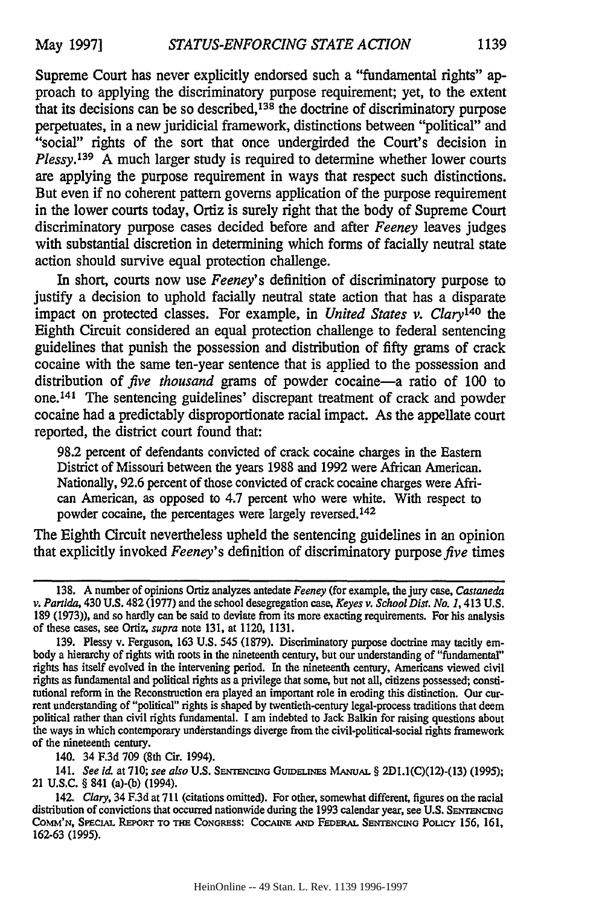Supreme Court has never explicitly endorsed such a "fundamental rights" approach to applying the discriminatory purpose requirement; yet, to the extent that its decisions can be so described,[138] the doctrine of discriminatory purpose perpetuates, in a new juridicial framework, distinctions between "political" and "social" rights of the sort that once undergirded the Court's decision in *Plessy*.[139] A much larger study is required to determine whether lower courts are applying the purpose requirement in ways that respect such distinctions. But even if no coherent pattern governs application of the purpose requirement in the lower courts today, Ortiz is surely right that the body of Supreme Court discriminatory purpose cases decided before and after *Feeney* leaves judges with substantial discretion in determining which forms of facially neutral state action should survive equal protection challenge.

In short, courts now use *Feeney*'s definition of discriminatory purpose to justify a decision to uphold facially neutral state action that has a disparate impact on protected classes. For example, in *United States v. Clary*[140] the Eighth Circuit considered an equal protection challenge to federal sentencing guidelines that punish the possession and distribution of fifty grams of crack cocaine with the same ten-year sentence that is applied to the possession and distribution of *five thousand* grams of powder cocaine—a ratio of 100 to one.[141] The sentencing guidelines' discrepant treatment of crack and powder cocaine had a predictably disproportionate racial impact. As the appellate court reported, the district court found that:

> 98.2 percent of defendants convicted of crack cocaine charges in the Eastern District of Missouri between the years 1988 and 1992 were African American. Nationally, 92.6 percent of those convicted of crack cocaine charges were African American, as opposed to 4.7 percent who were white. With respect to powder cocaine, the percentages were largely reversed.[142]

The Eighth Circuit nevertheless upheld the sentencing guidelines in an opinion that explicitly invoked *Feeney*'s definition of discriminatory purpose *five* times

---

138. A number of opinions Ortiz analyzes antedate *Feeney* (for example, the jury case, *Castaneda v. Partida*, 430 U.S. 482 (1977) and the school desegregation case, *Keyes v. School Dist. No. 1*, 413 U.S. 189 (1973)), and so hardly can be said to deviate from its more exacting requirements. For his analysis of these cases, see Ortiz, *supra* note 131, at 1120, 1131.

139. Plessy v. Ferguson, 163 U.S. 545 (1879). Discriminatory purpose doctrine may tacitly embody a hierarchy of rights with roots in the nineteenth century, but our understanding of "fundamental" rights has itself evolved in the intervening period. In the nineteenth century, Americans viewed civil rights as fundamental and political rights as a privilege that some, but not all, citizens possessed; constitutional reform in the Reconstruction era played an important role in eroding this distinction. Our current understanding of "political" rights is shaped by twentieth-century legal-process traditions that deem political rather than civil rights fundamental. I am indebted to Jack Balkin for raising questions about the ways in which contemporary understandings diverge from the civil-political-social rights framework of the nineteenth century.

140. 34 F.3d 709 (8th Cir. 1994).

141. *See id.* at 710; *see also* U.S. SENTENCING GUIDELINES MANUAL § 2D1.1(C)(12)-(13) (1995); 21 U.S.C. § 841 (a)-(b) (1994).

142. *Clary*, 34 F.3d at 711 (citations omitted). For other, somewhat different, figures on the racial distribution of convictions that occurred nationwide during the 1993 calendar year, see U.S. SENTENCING COMM'N, SPECIAL REPORT TO THE CONGRESS: COCAINE AND FEDERAL SENTENCING POLICY 156, 161, 162-63 (1995).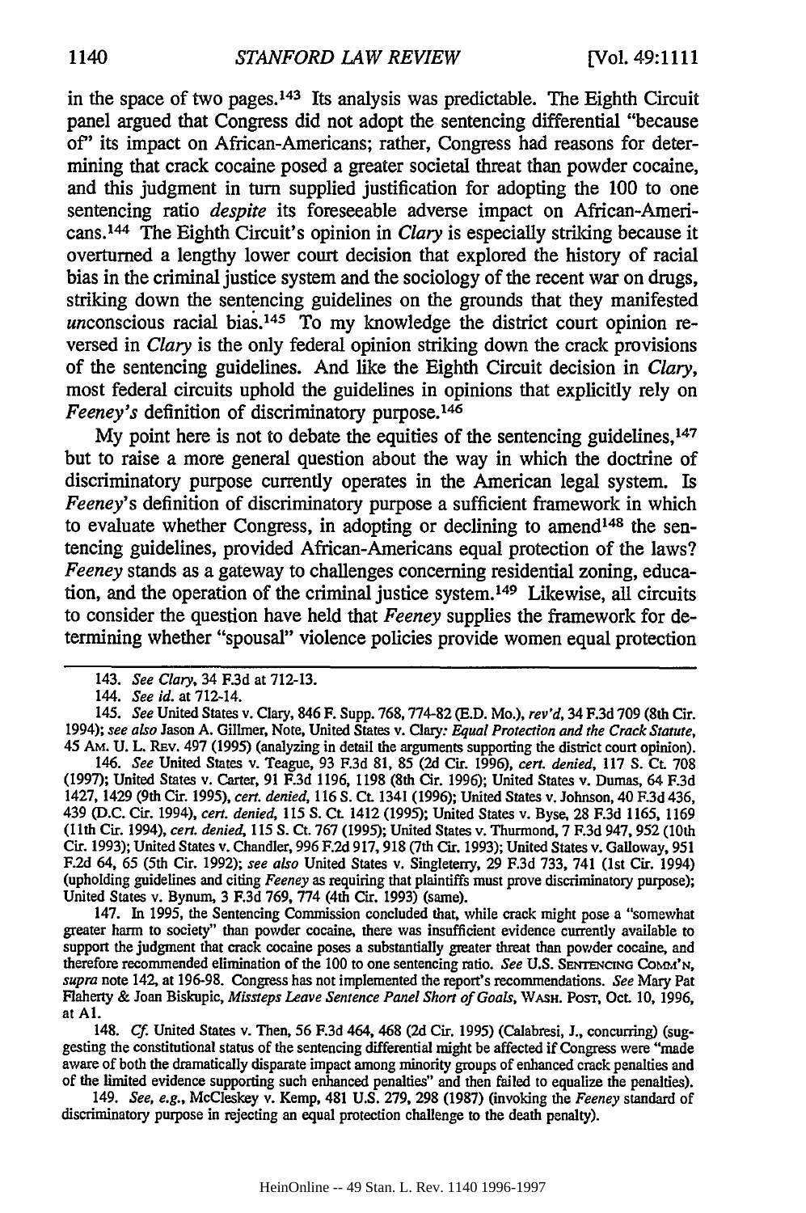in the space of two pages.[143] Its analysis was predictable. The Eighth Circuit panel argued that Congress did not adopt the sentencing differential "because of" its impact on African-Americans; rather, Congress had reasons for determining that crack cocaine posed a greater societal threat than powder cocaine, and this judgment in turn supplied justification for adopting the 100 to one sentencing ratio *despite* its foreseeable adverse impact on African-Americans.[144] The Eighth Circuit's opinion in *Clary* is especially striking because it overturned a lengthy lower court decision that explored the history of racial bias in the criminal justice system and the sociology of the recent war on drugs, striking down the sentencing guidelines on the grounds that they manifested *un*conscious racial bias.[145] To my knowledge the district court opinion reversed in *Clary* is the only federal opinion striking down the crack provisions of the sentencing guidelines. And like the Eighth Circuit decision in *Clary*, most federal circuits uphold the guidelines in opinions that explicitly rely on *Feeney's* definition of discriminatory purpose.[146]

My point here is not to debate the equities of the sentencing guidelines,[147] but to raise a more general question about the way in which the doctrine of discriminatory purpose currently operates in the American legal system. Is *Feeney*'s definition of discriminatory purpose a sufficient framework in which to evaluate whether Congress, in adopting or declining to amend[148] the sentencing guidelines, provided African-Americans equal protection of the laws? *Feeney* stands as a gateway to challenges concerning residential zoning, education, and the operation of the criminal justice system.[149] Likewise, all circuits to consider the question have held that *Feeney* supplies the framework for determining whether "spousal" violence policies provide women equal protection

---

143. *See Clary*, 34 F.3d at 712-13.

144. *See id.* at 712-14.

145. *See* United States v. Clary, 846 F. Supp. 768, 774-82 (E.D. Mo.), *rev'd*, 34 F.3d 709 (8th Cir. 1994); *see also* Jason A. Gillmer, Note, United States v. Clary*: Equal Protection and the Crack Statute*, 45 AM. U. L. REV. 497 (1995) (analyzing in detail the arguments supporting the district court opinion).

146. *See* United States v. Teague, 93 F.3d 81, 85 (2d Cir. 1996), *cert. denied*, 117 S. Ct. 708 (1997); United States v. Carter, 91 F.3d 1196, 1198 (8th Cir. 1996); United States v. Dumas, 64 F.3d 1427, 1429 (9th Cir. 1995), *cert. denied*, 116 S. Ct. 1341 (1996); United States v. Johnson, 40 F.3d 436, 439 (D.C. Cir. 1994), *cert. denied*, 115 S. Ct. 1412 (1995); United States v. Byse, 28 F.3d 1165, 1169 (11th Cir. 1994), *cert. denied*, 115 S. Ct. 767 (1995); United States v. Thurmond, 7 F.3d 947, 952 (10th Cir. 1993); United States v. Chandler, 996 F.2d 917, 918 (7th Cir. 1993); United States v. Galloway, 951 F.2d 64, 65 (5th Cir. 1992); *see also* United States v. Singleterry, 29 F.3d 733, 741 (1st Cir. 1994) (upholding guidelines and citing *Feeney* as requiring that plaintiffs must prove discriminatory purpose); United States v. Bynum, 3 F.3d 769, 774 (4th Cir. 1993) (same).

147. In 1995, the Sentencing Commission concluded that, while crack might pose a "somewhat greater harm to society" than powder cocaine, there was insufficient evidence currently available to support the judgment that crack cocaine poses a substantially greater threat than powder cocaine, and therefore recommended elimination of the 100 to one sentencing ratio. *See* U.S. SENTENCING COMM'N, *supra* note 142, at 196-98. Congress has not implemented the report's recommendations. *See* Mary Pat Flaherty & Joan Biskupic, *Missteps Leave Sentence Panel Short of Goals*, WASH. POST, Oct. 10, 1996, at A1.

148. *Cf.* United States v. Then, 56 F.3d 464, 468 (2d Cir. 1995) (Calabresi, J., concurring) (suggesting the constitutional status of the sentencing differential might be affected if Congress were "made aware of both the dramatically disparate impact among minority groups of enhanced crack penalties and of the limited evidence supporting such enhanced penalties" and then failed to equalize the penalties).

149. *See, e.g.*, McCleskey v. Kemp, 481 U.S. 279, 298 (1987) (invoking the *Feeney* standard of discriminatory purpose in rejecting an equal protection challenge to the death penalty).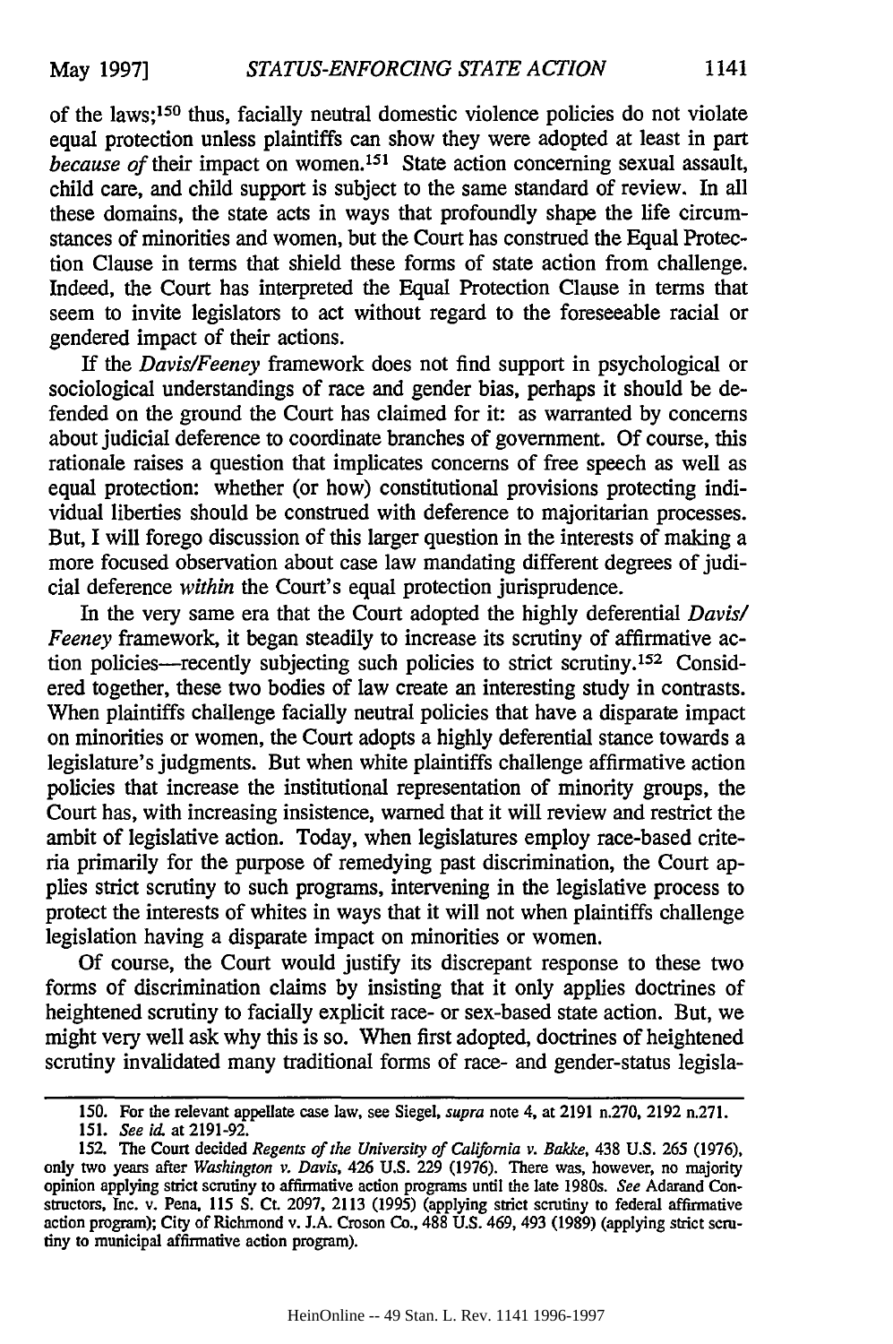of the laws;[150] thus, facially neutral domestic violence policies do not violate equal protection unless plaintiffs can show they were adopted at least in part *because of* their impact on women.[151] State action concerning sexual assault, child care, and child support is subject to the same standard of review. In all these domains, the state acts in ways that profoundly shape the life circumstances of minorities and women, but the Court has construed the Equal Protection Clause in terms that shield these forms of state action from challenge. Indeed, the Court has interpreted the Equal Protection Clause in terms that seem to invite legislators to act without regard to the foreseeable racial or gendered impact of their actions.

If the *Davis/Feeney* framework does not find support in psychological or sociological understandings of race and gender bias, perhaps it should be defended on the ground the Court has claimed for it: as warranted by concerns about judicial deference to coordinate branches of government. Of course, this rationale raises a question that implicates concerns of free speech as well as equal protection: whether (or how) constitutional provisions protecting individual liberties should be construed with deference to majoritarian processes. But, I will forego discussion of this larger question in the interests of making a more focused observation about case law mandating different degrees of judicial deference *within* the Court's equal protection jurisprudence.

In the very same era that the Court adopted the highly deferential *Davis/Feeney* framework, it began steadily to increase its scrutiny of affirmative action policies—recently subjecting such policies to strict scrutiny.[152] Considered together, these two bodies of law create an interesting study in contrasts. When plaintiffs challenge facially neutral policies that have a disparate impact on minorities or women, the Court adopts a highly deferential stance towards a legislature's judgments. But when white plaintiffs challenge affirmative action policies that increase the institutional representation of minority groups, the Court has, with increasing insistence, warned that it will review and restrict the ambit of legislative action. Today, when legislatures employ race-based criteria primarily for the purpose of remedying past discrimination, the Court applies strict scrutiny to such programs, intervening in the legislative process to protect the interests of whites in ways that it will not when plaintiffs challenge legislation having a disparate impact on minorities or women.

Of course, the Court would justify its discrepant response to these two forms of discrimination claims by insisting that it only applies doctrines of heightened scrutiny to facially explicit race- or sex-based state action. But, we might very well ask why this is so. When first adopted, doctrines of heightened scrutiny invalidated many traditional forms of race- and gender-status legisla-

---

150. For the relevant appellate case law, see Siegel, *supra* note 4, at 2191 n.270, 2192 n.271.

151. *See id.* at 2191-92.

152. The Court decided *Regents of the University of California v. Bakke*, 438 U.S. 265 (1976), only two years after *Washington v. Davis*, 426 U.S. 229 (1976). There was, however, no majority opinion applying strict scrutiny to affirmative action programs until the late 1980s. *See* Adarand Constructors, Inc. v. Pena, 115 S. Ct. 2097, 2113 (1995) (applying strict scrutiny to federal affirmative action program); City of Richmond v. J.A. Croson Co., 488 U.S. 469, 493 (1989) (applying strict scrutiny to municipal affirmative action program).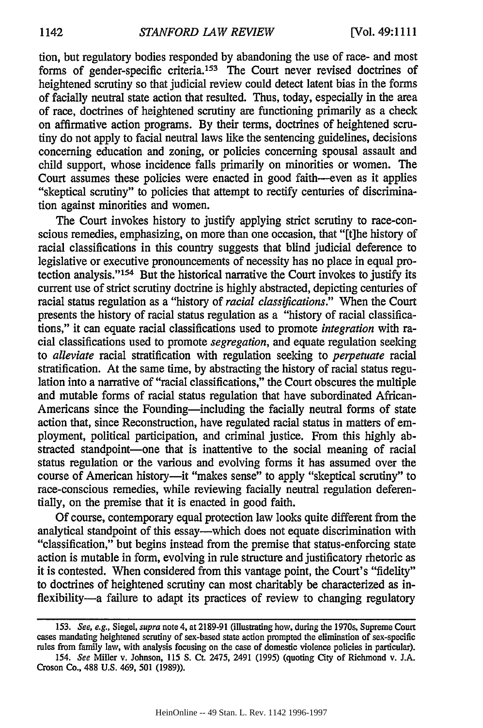tion, but regulatory bodies responded by abandoning the use of race- and most forms of gender-specific criteria.[153] The Court never revised doctrines of heightened scrutiny so that judicial review could detect latent bias in the forms of facially neutral state action that resulted. Thus, today, especially in the area of race, doctrines of heightened scrutiny are functioning primarily as a check on affirmative action programs. By their terms, doctrines of heightened scrutiny do not apply to facial neutral laws like the sentencing guidelines, decisions concerning education and zoning, or policies concerning spousal assault and child support, whose incidence falls primarily on minorities or women. The Court assumes these policies were enacted in good faith—even as it applies "skeptical scrutiny" to policies that attempt to rectify centuries of discrimination against minorities and women.

The Court invokes history to justify applying strict scrutiny to race-conscious remedies, emphasizing, on more than one occasion, that "[t]he history of racial classifications in this country suggests that blind judicial deference to legislative or executive pronouncements of necessity has no place in equal protection analysis."[154] But the historical narrative the Court invokes to justify its current use of strict scrutiny doctrine is highly abstracted, depicting centuries of racial status regulation as a "history of *racial classifications*." When the Court presents the history of racial status regulation as a "history of racial classifications," it can equate racial classifications used to promote *integration* with racial classifications used to promote *segregation*, and equate regulation seeking to *alleviate* racial stratification with regulation seeking to *perpetuate* racial stratification. At the same time, by abstracting the history of racial status regulation into a narrative of "racial classifications," the Court obscures the multiple and mutable forms of racial status regulation that have subordinated African-Americans since the Founding—including the facially neutral forms of state action that, since Reconstruction, have regulated racial status in matters of employment, political participation, and criminal justice. From this highly abstracted standpoint—one that is inattentive to the social meaning of racial status regulation or the various and evolving forms it has assumed over the course of American history—it "makes sense" to apply "skeptical scrutiny" to race-conscious remedies, while reviewing facially neutral regulation deferentially, on the premise that it is enacted in good faith.

Of course, contemporary equal protection law looks quite different from the analytical standpoint of this essay—which does not equate discrimination with "classification," but begins instead from the premise that status-enforcing state action is mutable in form, evolving in rule structure and justificatory rhetoric as it is contested. When considered from this vantage point, the Court's "fidelity" to doctrines of heightened scrutiny can most charitably be characterized as inflexibility—a failure to adapt its practices of review to changing regulatory

153. *See, e.g.*, Siegel, *supra* note 4, at 2189-91 (illustrating how, during the 1970s, Supreme Court cases mandating heightened scrutiny of sex-based state action prompted the elimination of sex-specific rules from family law, with analysis focusing on the case of domestic violence policies in particular).

154. *See* Miller v. Johnson, 115 S. Ct. 2475, 2491 (1995) (quoting City of Richmond v. J.A. Croson Co., 488 U.S. 469, 501 (1989)).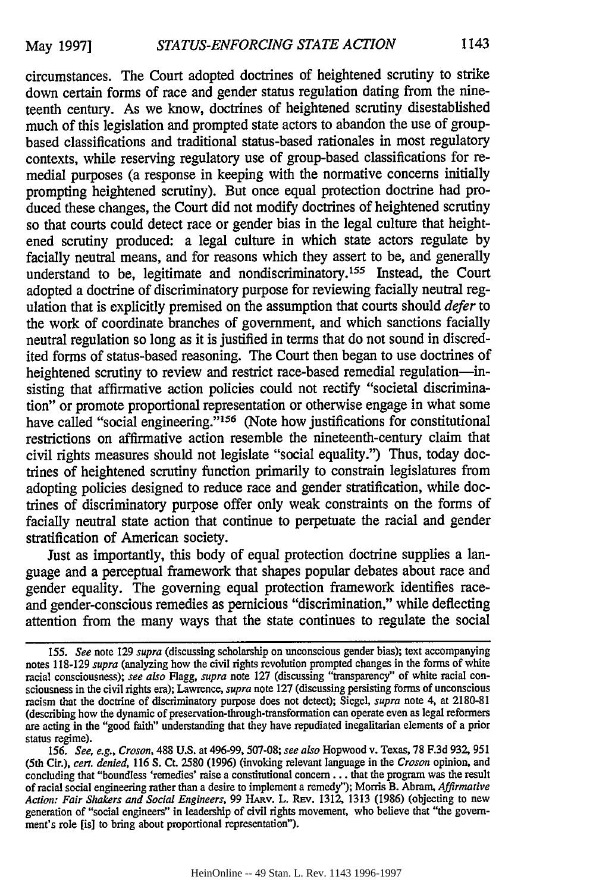circumstances. The Court adopted doctrines of heightened scrutiny to strike down certain forms of race and gender status regulation dating from the nineteenth century. As we know, doctrines of heightened scrutiny disestablished much of this legislation and prompted state actors to abandon the use of group-based classifications and traditional status-based rationales in most regulatory contexts, while reserving regulatory use of group-based classifications for remedial purposes (a response in keeping with the normative concerns initially prompting heightened scrutiny). But once equal protection doctrine had produced these changes, the Court did not modify doctrines of heightened scrutiny so that courts could detect race or gender bias in the legal culture that heightened scrutiny produced: a legal culture in which state actors regulate by facially neutral means, and for reasons which they assert to be, and generally understand to be, legitimate and nondiscriminatory.[155] Instead, the Court adopted a doctrine of discriminatory purpose for reviewing facially neutral regulation that is explicitly premised on the assumption that courts should *defer* to the work of coordinate branches of government, and which sanctions facially neutral regulation so long as it is justified in terms that do not sound in discredited forms of status-based reasoning. The Court then began to use doctrines of heightened scrutiny to review and restrict race-based remedial regulation—insisting that affirmative action policies could not rectify "societal discrimination" or promote proportional representation or otherwise engage in what some have called "social engineering."[156] (Note how justifications for constitutional restrictions on affirmative action resemble the nineteenth-century claim that civil rights measures should not legislate "social equality.") Thus, today doctrines of heightened scrutiny function primarily to constrain legislatures from adopting policies designed to reduce race and gender stratification, while doctrines of discriminatory purpose offer only weak constraints on the forms of facially neutral state action that continue to perpetuate the racial and gender stratification of American society.

Just as importantly, this body of equal protection doctrine supplies a language and a perceptual framework that shapes popular debates about race and gender equality. The governing equal protection framework identifies race- and gender-conscious remedies as pernicious "discrimination," while deflecting attention from the many ways that the state continues to regulate the social

155. *See* note 129 *supra* (discussing scholarship on unconscious gender bias); text accompanying notes 118-129 *supra* (analyzing how the civil rights revolution prompted changes in the forms of white racial consciousness); *see also* Flagg, *supra* note 127 (discussing "transparency" of white racial consciousness in the civil rights era); Lawrence, *supra* note 127 (discussing persisting forms of unconscious racism that the doctrine of discriminatory purpose does not detect); Siegel, *supra* note 4, at 2180-81 (describing how the dynamic of preservation-through-transformation can operate even as legal reformers are acting in the "good faith" understanding that they have repudiated inegalitarian elements of a prior status regime).

156. *See, e.g., Croson*, 488 U.S. at 496-99, 507-08; *see also* Hopwood v. Texas, 78 F.3d 932, 951 (5th Cir.), *cert. denied*, 116 S. Ct. 2580 (1996) (invoking relevant language in the *Croson* opinion, and concluding that "boundless 'remedies' raise a constitutional concern . . . that the program was the result of racial social engineering rather than a desire to implement a remedy"); Morris B. Abram, *Affirmative Action: Fair Shakers and Social Engineers*, 99 HARV. L. REV. 1312, 1313 (1986) (objecting to new generation of "social engineers" in leadership of civil rights movement, who believe that "the government's role [is] to bring about proportional representation").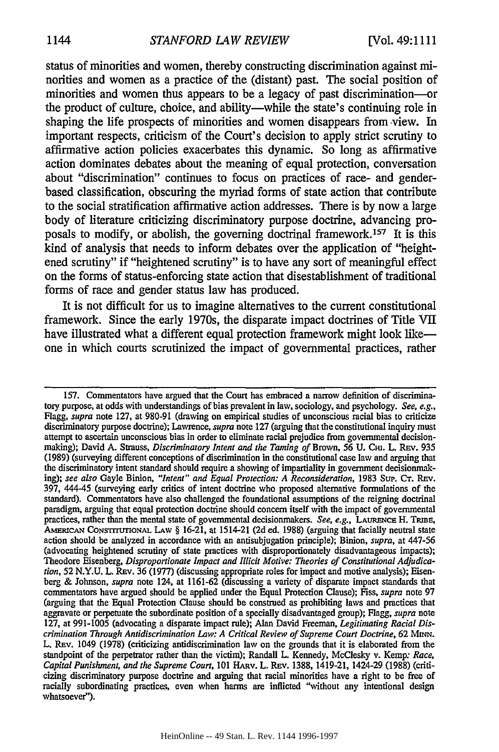status of minorities and women, thereby constructing discrimination against minorities and women as a practice of the (distant) past. The social position of minorities and women thus appears to be a legacy of past discrimination—or the product of culture, choice, and ability—while the state's continuing role in shaping the life prospects of minorities and women disappears from view. In important respects, criticism of the Court's decision to apply strict scrutiny to affirmative action policies exacerbates this dynamic. So long as affirmative action dominates debates about the meaning of equal protection, conversation about "discrimination" continues to focus on practices of race- and gender-based classification, obscuring the myriad forms of state action that contribute to the social stratification affirmative action addresses. There is by now a large body of literature criticizing discriminatory purpose doctrine, advancing proposals to modify, or abolish, the governing doctrinal framework.[157] It is this kind of analysis that needs to inform debates over the application of "heightened scrutiny" if "heightened scrutiny" is to have any sort of meaningful effect on the forms of status-enforcing state action that disestablishment of traditional forms of race and gender status law has produced.

It is not difficult for us to imagine alternatives to the current constitutional framework. Since the early 1970s, the disparate impact doctrines of Title VII have illustrated what a different equal protection framework might look like—one in which courts scrutinized the impact of governmental practices, rather

---

157. Commentators have argued that the Court has embraced a narrow definition of discriminatory purpose, at odds with understandings of bias prevalent in law, sociology, and psychology. *See, e.g.*, Flagg, *supra* note 127, at 980-91 (drawing on empirical studies of unconscious racial bias to criticize discriminatory purpose doctrine); Lawrence, *supra* note 127 (arguing that the constitutional inquiry must attempt to ascertain unconscious bias in order to eliminate racial prejudice from governmental decision-making); David A. Strauss, *Discriminatory Intent and the Taming of* Brown, 56 U. CHI. L. REV. 935 (1989) (surveying different conceptions of discrimination in the constitutional case law and arguing that the discriminatory intent standard should require a showing of impartiality in government decisionmaking); *see also* Gayle Binion, *"Intent" and Equal Protection: A Reconsideration*, 1983 SUP. CT. REV. 397, 444-45 (surveying early critics of intent doctrine who proposed alternative formulations of the standard). Commentators have also challenged the foundational assumptions of the reigning doctrinal paradigm, arguing that equal protection doctrine should concern itself with the impact of governmental practices, rather than the mental state of governmental decisionmakers. *See, e.g.*, LAURENCE H. TRIBE, AMERICAN CONSTITUTIONAL LAW § 16-21, at 1514-21 (2d ed. 1988) (arguing that facially neutral state action should be analyzed in accordance with an antisubjugation principle); Binion, *supra*, at 447-56 (advocating heightened scrutiny of state practices with disproportionately disadvantageous impacts); Theodore Eisenberg, *Disproportionate Impact and Illicit Motive: Theories of Constitutional Adjudication*, 52 N.Y.U. L. REV. 36 (1977) (discussing appropriate roles for impact and motive analysis); Eisenberg & Johnson, *supra* note 124, at 1161-62 (discussing a variety of disparate impact standards that commentators have argued should be applied under the Equal Protection Clause); Fiss, *supra* note 97 (arguing that the Equal Protection Clause should be construed as prohibiting laws and practices that aggravate or perpetuate the subordinate position of a specially disadvantaged group); Flagg, *supra* note 127, at 991-1005 (advocating a disparate impact rule); Alan David Freeman, *Legitimating Racial Discrimination Through Antidiscrimination Law: A Critical Review of Supreme Court Doctrine*, 62 MINN. L. REV. 1049 (1978) (criticizing antidiscrimination law on the grounds that it is elaborated from the standpoint of the perpetrator rather than the victim); Randall L. Kennedy, McClesky v. Kemp*: Race, Capital Punishment, and the Supreme Court*, 101 HARV. L. REV. 1388, 1419-21, 1424-29 (1988) (criticizing discriminatory purpose doctrine and arguing that racial minorities have a right to be free of racially subordinating practices, even when harms are inflicted "without any intentional design whatsoever").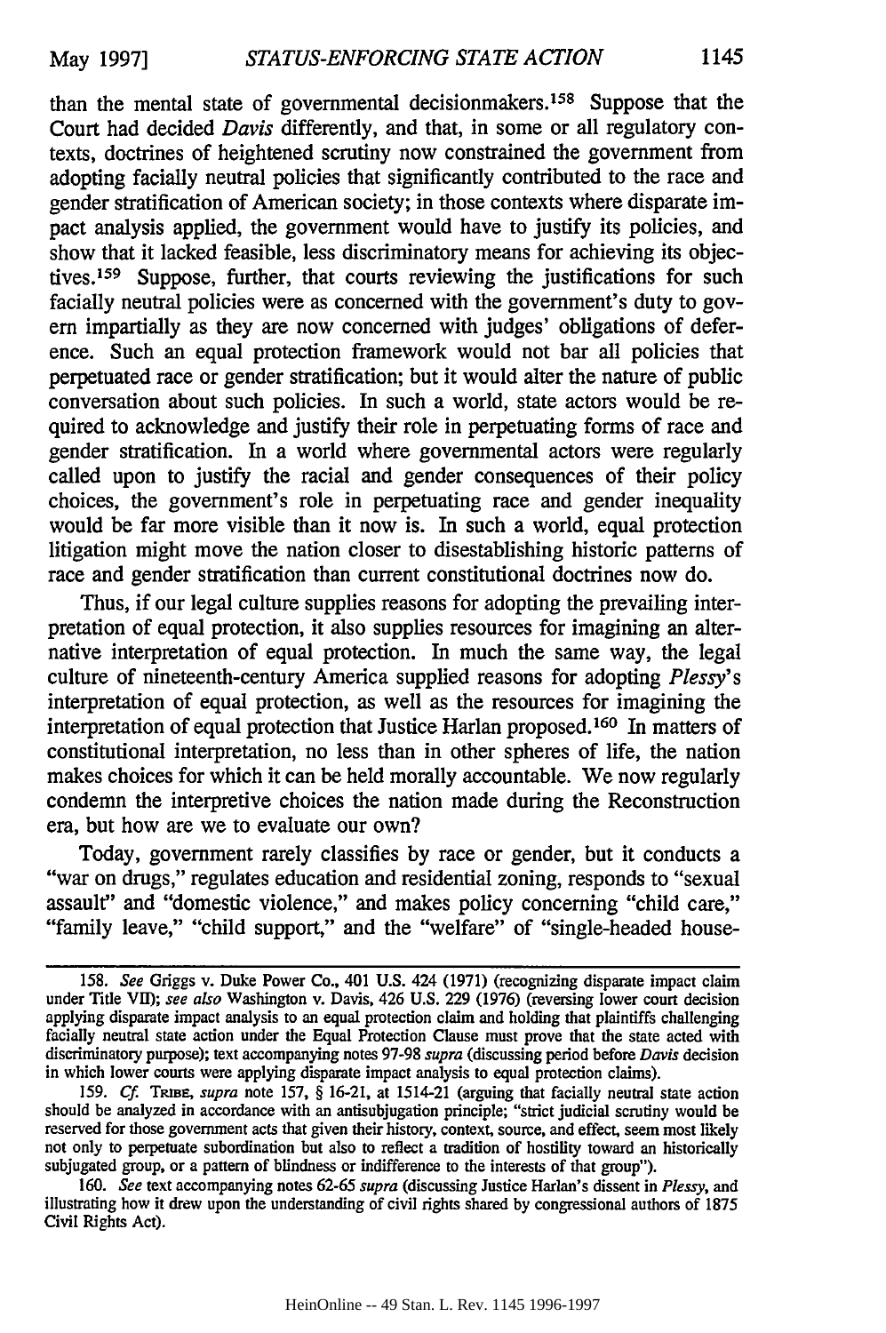than the mental state of governmental decisionmakers.[158] Suppose that the Court had decided *Davis* differently, and that, in some or all regulatory contexts, doctrines of heightened scrutiny now constrained the government from adopting facially neutral policies that significantly contributed to the race and gender stratification of American society; in those contexts where disparate impact analysis applied, the government would have to justify its policies, and show that it lacked feasible, less discriminatory means for achieving its objectives.[159] Suppose, further, that courts reviewing the justifications for such facially neutral policies were as concerned with the government's duty to govern impartially as they are now concerned with judges' obligations of deference. Such an equal protection framework would not bar all policies that perpetuated race or gender stratification; but it would alter the nature of public conversation about such policies. In such a world, state actors would be required to acknowledge and justify their role in perpetuating forms of race and gender stratification. In a world where governmental actors were regularly called upon to justify the racial and gender consequences of their policy choices, the government's role in perpetuating race and gender inequality would be far more visible than it now is. In such a world, equal protection litigation might move the nation closer to disestablishing historic patterns of race and gender stratification than current constitutional doctrines now do.

Thus, if our legal culture supplies reasons for adopting the prevailing interpretation of equal protection, it also supplies resources for imagining an alternative interpretation of equal protection. In much the same way, the legal culture of nineteenth-century America supplied reasons for adopting *Plessy*'s interpretation of equal protection, as well as the resources for imagining the interpretation of equal protection that Justice Harlan proposed.[160] In matters of constitutional interpretation, no less than in other spheres of life, the nation makes choices for which it can be held morally accountable. We now regularly condemn the interpretive choices the nation made during the Reconstruction era, but how are we to evaluate our own?

Today, government rarely classifies by race or gender, but it conducts a "war on drugs," regulates education and residential zoning, responds to "sexual assault" and "domestic violence," and makes policy concerning "child care," "family leave," "child support," and the "welfare" of "single-headed house-

---

158. *See* Griggs v. Duke Power Co., 401 U.S. 424 (1971) (recognizing disparate impact claim under Title VII); *see also* Washington v. Davis, 426 U.S. 229 (1976) (reversing lower court decision applying disparate impact analysis to an equal protection claim and holding that plaintiffs challenging facially neutral state action under the Equal Protection Clause must prove that the state acted with discriminatory purpose); text accompanying notes 97-98 *supra* (discussing period before *Davis* decision in which lower courts were applying disparate impact analysis to equal protection claims).

159. *Cf.* TRIBE, *supra* note 157, § 16-21, at 1514-21 (arguing that facially neutral state action should be analyzed in accordance with an antisubjugation principle; "strict judicial scrutiny would be reserved for those government acts that given their history, context, source, and effect, seem most likely not only to perpetuate subordination but also to reflect a tradition of hostility toward an historically subjugated group, or a pattern of blindness or indifference to the interests of that group").

160. *See* text accompanying notes 62-65 *supra* (discussing Justice Harlan's dissent in *Plessy*, and illustrating how it drew upon the understanding of civil rights shared by congressional authors of 1875 Civil Rights Act).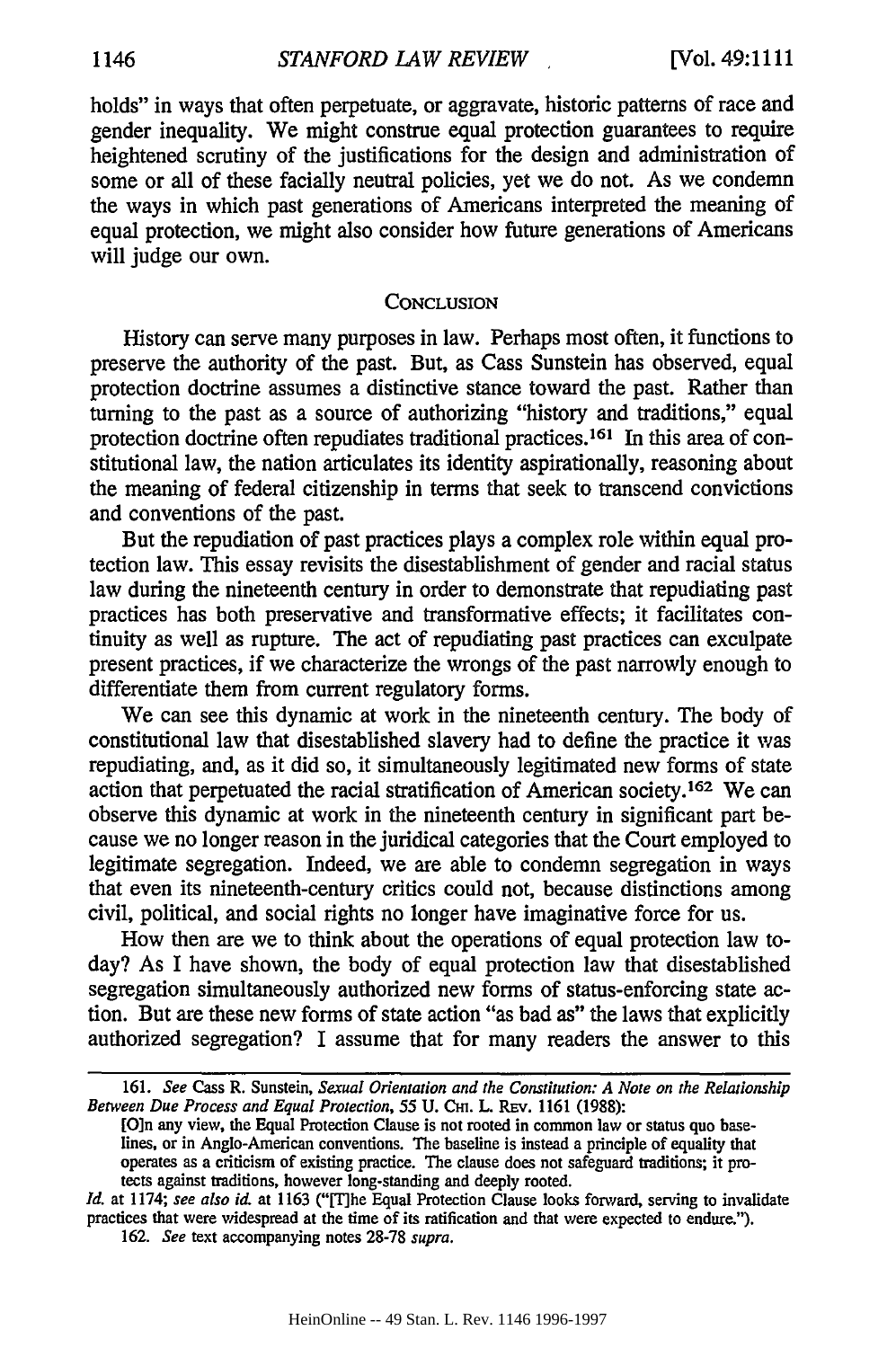holds" in ways that often perpetuate, or aggravate, historic patterns of race and gender inequality. We might construe equal protection guarantees to require heightened scrutiny of the justifications for the design and administration of some or all of these facially neutral policies, yet we do not. As we condemn the ways in which past generations of Americans interpreted the meaning of equal protection, we might also consider how future generations of Americans will judge our own.

## Conclusion

History can serve many purposes in law. Perhaps most often, it functions to preserve the authority of the past. But, as Cass Sunstein has observed, equal protection doctrine assumes a distinctive stance toward the past. Rather than turning to the past as a source of authorizing "history and traditions," equal protection doctrine often repudiates traditional practices.[161] In this area of constitutional law, the nation articulates its identity aspirationally, reasoning about the meaning of federal citizenship in terms that seek to transcend convictions and conventions of the past.

But the repudiation of past practices plays a complex role within equal protection law. This essay revisits the disestablishment of gender and racial status law during the nineteenth century in order to demonstrate that repudiating past practices has both preservative and transformative effects; it facilitates continuity as well as rupture. The act of repudiating past practices can exculpate present practices, if we characterize the wrongs of the past narrowly enough to differentiate them from current regulatory forms.

We can see this dynamic at work in the nineteenth century. The body of constitutional law that disestablished slavery had to define the practice it was repudiating, and, as it did so, it simultaneously legitimated new forms of state action that perpetuated the racial stratification of American society.[162] We can observe this dynamic at work in the nineteenth century in significant part because we no longer reason in the juridical categories that the Court employed to legitimate segregation. Indeed, we are able to condemn segregation in ways that even its nineteenth-century critics could not, because distinctions among civil, political, and social rights no longer have imaginative force for us.

How then are we to think about the operations of equal protection law today? As I have shown, the body of equal protection law that disestablished segregation simultaneously authorized new forms of status-enforcing state action. But are these new forms of state action "as bad as" the laws that explicitly authorized segregation? I assume that for many readers the answer to this

---

161. *See* Cass R. Sunstein, *Sexual Orientation and the Constitution: A Note on the Relationship Between Due Process and Equal Protection*, 55 U. CHI. L. REV. 1161 (1988):

> [O]n any view, the Equal Protection Clause is not rooted in common law or status quo baselines, or in Anglo-American conventions. The baseline is instead a principle of equality that operates as a criticism of existing practice. The clause does not safeguard traditions; it protects against traditions, however long-standing and deeply rooted.

*Id.* at 1174; *see also id.* at 1163 ("[T]he Equal Protection Clause looks forward, serving to invalidate practices that were widespread at the time of its ratification and that were expected to endure.").

162. *See* text accompanying notes 28-78 *supra*.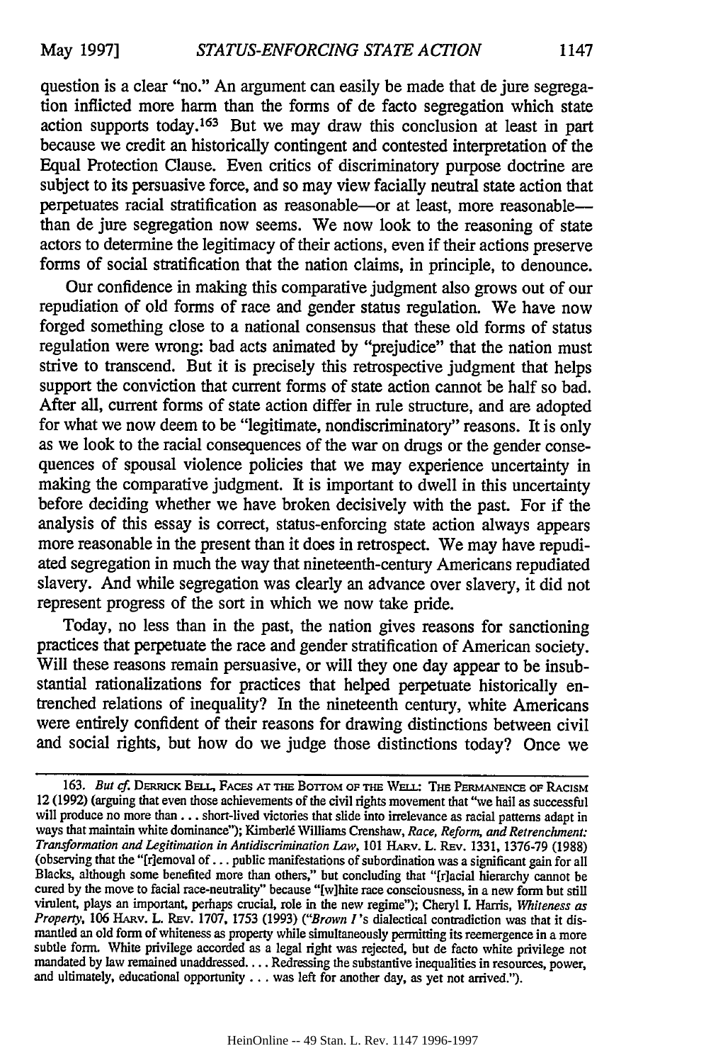question is a clear "no." An argument can easily be made that de jure segregation inflicted more harm than the forms of de facto segregation which state action supports today.[163] But we may draw this conclusion at least in part because we credit an historically contingent and contested interpretation of the Equal Protection Clause. Even critics of discriminatory purpose doctrine are subject to its persuasive force, and so may view facially neutral state action that perpetuates racial stratification as reasonable—or at least, more reasonable—than de jure segregation now seems. We now look to the reasoning of state actors to determine the legitimacy of their actions, even if their actions preserve forms of social stratification that the nation claims, in principle, to denounce.

Our confidence in making this comparative judgment also grows out of our repudiation of old forms of race and gender status regulation. We have now forged something close to a national consensus that these old forms of status regulation were wrong: bad acts animated by "prejudice" that the nation must strive to transcend. But it is precisely this retrospective judgment that helps support the conviction that current forms of state action cannot be half so bad. After all, current forms of state action differ in rule structure, and are adopted for what we now deem to be "legitimate, nondiscriminatory" reasons. It is only as we look to the racial consequences of the war on drugs or the gender consequences of spousal violence policies that we may experience uncertainty in making the comparative judgment. It is important to dwell in this uncertainty before deciding whether we have broken decisively with the past. For if the analysis of this essay is correct, status-enforcing state action always appears more reasonable in the present than it does in retrospect. We may have repudiated segregation in much the way that nineteenth-century Americans repudiated slavery. And while segregation was clearly an advance over slavery, it did not represent progress of the sort in which we now take pride.

Today, no less than in the past, the nation gives reasons for sanctioning practices that perpetuate the race and gender stratification of American society. Will these reasons remain persuasive, or will they one day appear to be insubstantial rationalizations for practices that helped perpetuate historically entrenched relations of inequality? In the nineteenth century, white Americans were entirely confident of their reasons for drawing distinctions between civil and social rights, but how do we judge those distinctions today? Once we

---

163. *But cf.* DERRICK BELL, FACES AT THE BOTTOM OF THE WELL: THE PERMANENCE OF RACISM 12 (1992) (arguing that even those achievements of the civil rights movement that "we hail as successful will produce no more than . . . short-lived victories that slide into irrelevance as racial patterns adapt in ways that maintain white dominance"); Kimberlé Williams Crenshaw, *Race, Reform, and Retrenchment: Transformation and Legitimation in Antidiscrimination Law*, 101 HARV. L. REV. 1331, 1376-79 (1988) (observing that the "[r]emoval of . . . public manifestations of subordination was a significant gain for all Blacks, although some benefited more than others," but concluding that "[r]acial hierarchy cannot be cured by the move to facial race-neutrality" because "[w]hite race consciousness, in a new form but still virulent, plays an important, perhaps crucial, role in the new regime"); Cheryl I. Harris, *Whiteness as Property*, 106 HARV. L. REV. 1707, 1753 (1993) ("*Brown I*'s dialectical contradiction was that it dismantled an old form of whiteness as property while simultaneously permitting its reemergence in a more subtle form. White privilege accorded as a legal right was rejected, but de facto white privilege not mandated by law remained unaddressed. . . . Redressing the substantive inequalities in resources, power, and ultimately, educational opportunity . . . was left for another day, as yet not arrived.").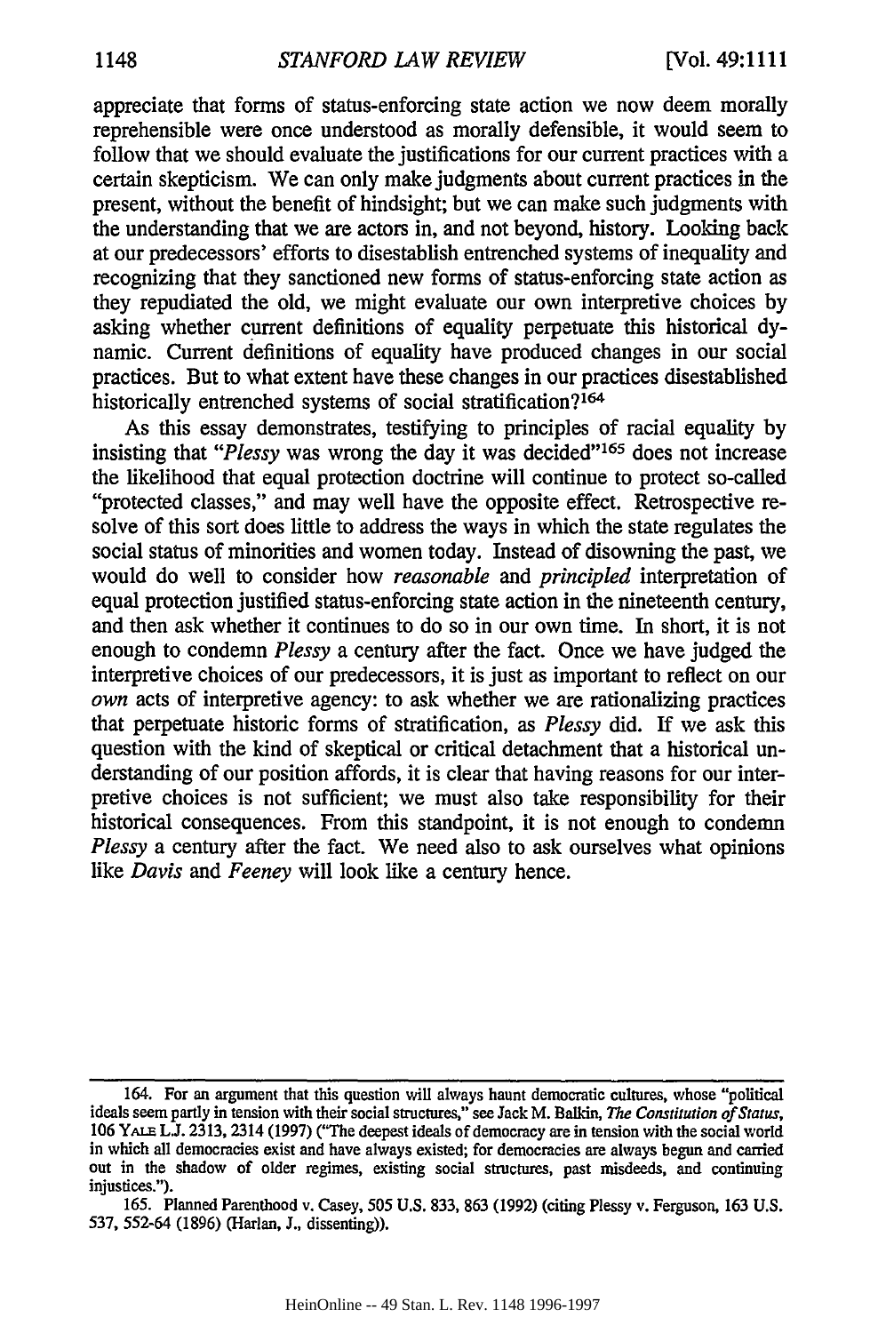appreciate that forms of status-enforcing state action we now deem morally reprehensible were once understood as morally defensible, it would seem to follow that we should evaluate the justifications for our current practices with a certain skepticism. We can only make judgments about current practices in the present, without the benefit of hindsight; but we can make such judgments with the understanding that we are actors in, and not beyond, history. Looking back at our predecessors' efforts to disestablish entrenched systems of inequality and recognizing that they sanctioned new forms of status-enforcing state action as they repudiated the old, we might evaluate our own interpretive choices by asking whether current definitions of equality perpetuate this historical dynamic. Current definitions of equality have produced changes in our social practices. But to what extent have these changes in our practices disestablished historically entrenched systems of social stratification?[164]

As this essay demonstrates, testifying to principles of racial equality by insisting that "*Plessy* was wrong the day it was decided"[165] does not increase the likelihood that equal protection doctrine will continue to protect so-called "protected classes," and may well have the opposite effect. Retrospective resolve of this sort does little to address the ways in which the state regulates the social status of minorities and women today. Instead of disowning the past, we would do well to consider how *reasonable* and *principled* interpretation of equal protection justified status-enforcing state action in the nineteenth century, and then ask whether it continues to do so in our own time. In short, it is not enough to condemn *Plessy* a century after the fact. Once we have judged the interpretive choices of our predecessors, it is just as important to reflect on our *own* acts of interpretive agency: to ask whether we are rationalizing practices that perpetuate historic forms of stratification, as *Plessy* did. If we ask this question with the kind of skeptical or critical detachment that a historical understanding of our position affords, it is clear that having reasons for our interpretive choices is not sufficient; we must also take responsibility for their historical consequences. From this standpoint, it is not enough to condemn *Plessy* a century after the fact. We need also to ask ourselves what opinions like *Davis* and *Feeney* will look like a century hence.

---

164. For an argument that this question will always haunt democratic cultures, whose "political ideals seem partly in tension with their social structures," see Jack M. Balkin, *The Constitution of Status*, 106 YALE L.J. 2313, 2314 (1997) ("The deepest ideals of democracy are in tension with the social world in which all democracies exist and have always existed; for democracies are always begun and carried out in the shadow of older regimes, existing social structures, past misdeeds, and continuing injustices.").

165. Planned Parenthood v. Casey, 505 U.S. 833, 863 (1992) (citing Plessy v. Ferguson, 163 U.S. 537, 552-64 (1896) (Harlan, J., dissenting)).